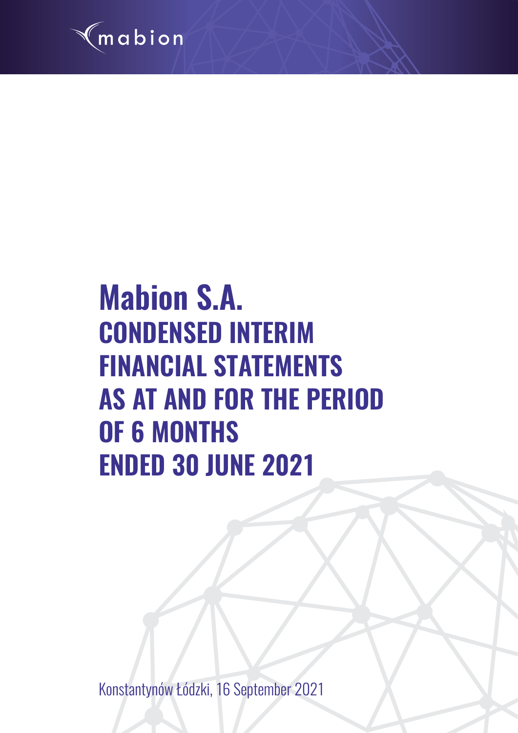mabion

# Mabion S.A.

## CONDENSED INTERIM FINANCIAL STATEMENTS AS AT AND FOR THE PERIOD OF 6 MONTHS ENDED 30 JUNE 2021

Konstantynów Łódzki, 16 September 2021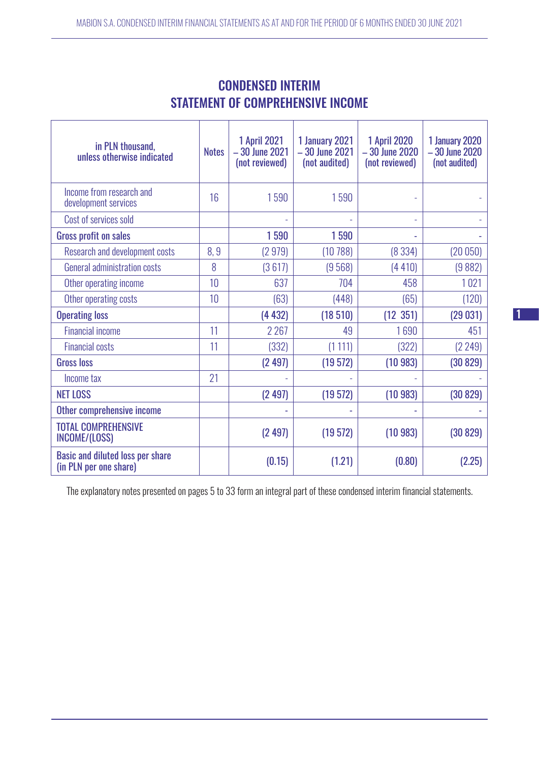# CONDENSED INTERIM STATEMENT OF COMPREHENSIVE INCOME

| in PLN thousand, unless otherwise indicated | Notes | 1 April 2021 – 30 June 2021 (not reviewed) | 1 January 2021 – 30 June 2021 (not audited) | 1 April 2020 – 30 June 2020 (not reviewed) | 1 January 2020 – 30 June 2020 (not audited) |
|---|---|---|---|---|---|
| Income from research and development services | 16 | 1 590 | 1 590 | - | - |
| Cost of services sold | | - | - | - | - |
| **Gross profit on sales** | | **1 590** | **1 590** | **-** | **-** |
| Research and development costs | 8, 9 | (2 979) | (10 788) | (8 334) | (20 050) |
| General administration costs | 8 | (3 617) | (9 568) | (4 410) | (9 882) |
| Other operating income | 10 | 637 | 704 | 458 | 1 021 |
| Other operating costs | 10 | (63) | (448) | (65) | (120) |
| **Operating loss** | | **(4 432)** | **(18 510)** | **(12 351)** | **(29 031)** |
| Financial income | 11 | 2 267 | 49 | 1 690 | 451 |
| Financial costs | 11 | (332) | (1 111) | (322) | (2 249) |
| **Gross loss** | | **(2 497)** | **(19 572)** | **(10 983)** | **(30 829)** |
| Income tax | 21 | - | - | - | - |
| **NET LOSS** | | **(2 497)** | **(19 572)** | **(10 983)** | **(30 829)** |
| **Other comprehensive income** | | **-** | **-** | **-** | **-** |
| **TOTAL COMPREHENSIVE INCOME/(LOSS)** | | **(2 497)** | **(19 572)** | **(10 983)** | **(30 829)** |
| **Basic and diluted loss per share (in PLN per one share)** | | **(0.15)** | **(1.21)** | **(0.80)** | **(2.25)** |

The explanatory notes presented on pages 5 to 33 form an integral part of these condensed interim financial statements.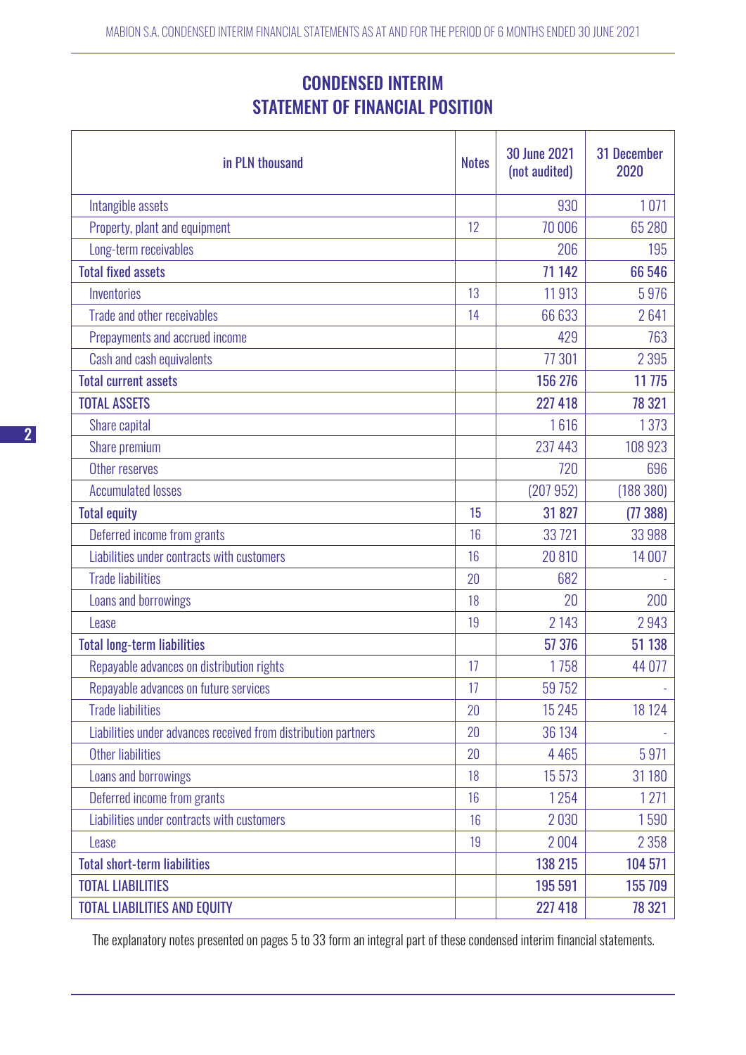# CONDENSED INTERIM STATEMENT OF FINANCIAL POSITION

| in PLN thousand | Notes | 30 June 2021 (not audited) | 31 December 2020 |
|---|---|---|---|
| Intangible assets | | 930 | 1 071 |
| Property, plant and equipment | 12 | 70 006 | 65 280 |
| Long-term receivables | | 206 | 195 |
| **Total fixed assets** | | **71 142** | **66 546** |
| Inventories | 13 | 11 913 | 5 976 |
| Trade and other receivables | 14 | 66 633 | 2 641 |
| Prepayments and accrued income | | 429 | 763 |
| Cash and cash equivalents | | 77 301 | 2 395 |
| **Total current assets** | | **156 276** | **11 775** |
| **TOTAL ASSETS** | | **227 418** | **78 321** |
| Share capital | | 1 616 | 1 373 |
| Share premium | | 237 443 | 108 923 |
| Other reserves | | 720 | 696 |
| Accumulated losses | | (207 952) | (188 380) |
| **Total equity** | **15** | **31 827** | **(77 388)** |
| Deferred income from grants | 16 | 33 721 | 33 988 |
| Liabilities under contracts with customers | 16 | 20 810 | 14 007 |
| Trade liabilities | 20 | 682 | - |
| Loans and borrowings | 18 | 20 | 200 |
| Lease | 19 | 2 143 | 2 943 |
| **Total long-term liabilities** | | **57 376** | **51 138** |
| Repayable advances on distribution rights | 17 | 1 758 | 44 077 |
| Repayable advances on future services | 17 | 59 752 | - |
| Trade liabilities | 20 | 15 245 | 18 124 |
| Liabilities under advances received from distribution partners | 20 | 36 134 | - |
| Other liabilities | 20 | 4 465 | 5 971 |
| Loans and borrowings | 18 | 15 573 | 31 180 |
| Deferred income from grants | 16 | 1 254 | 1 271 |
| Liabilities under contracts with customers | 16 | 2 030 | 1 590 |
| Lease | 19 | 2 004 | 2 358 |
| **Total short-term liabilities** | | **138 215** | **104 571** |
| **TOTAL LIABILITIES** | | **195 591** | **155 709** |
| **TOTAL LIABILITIES AND EQUITY** | | **227 418** | **78 321** |

The explanatory notes presented on pages 5 to 33 form an integral part of these condensed interim financial statements.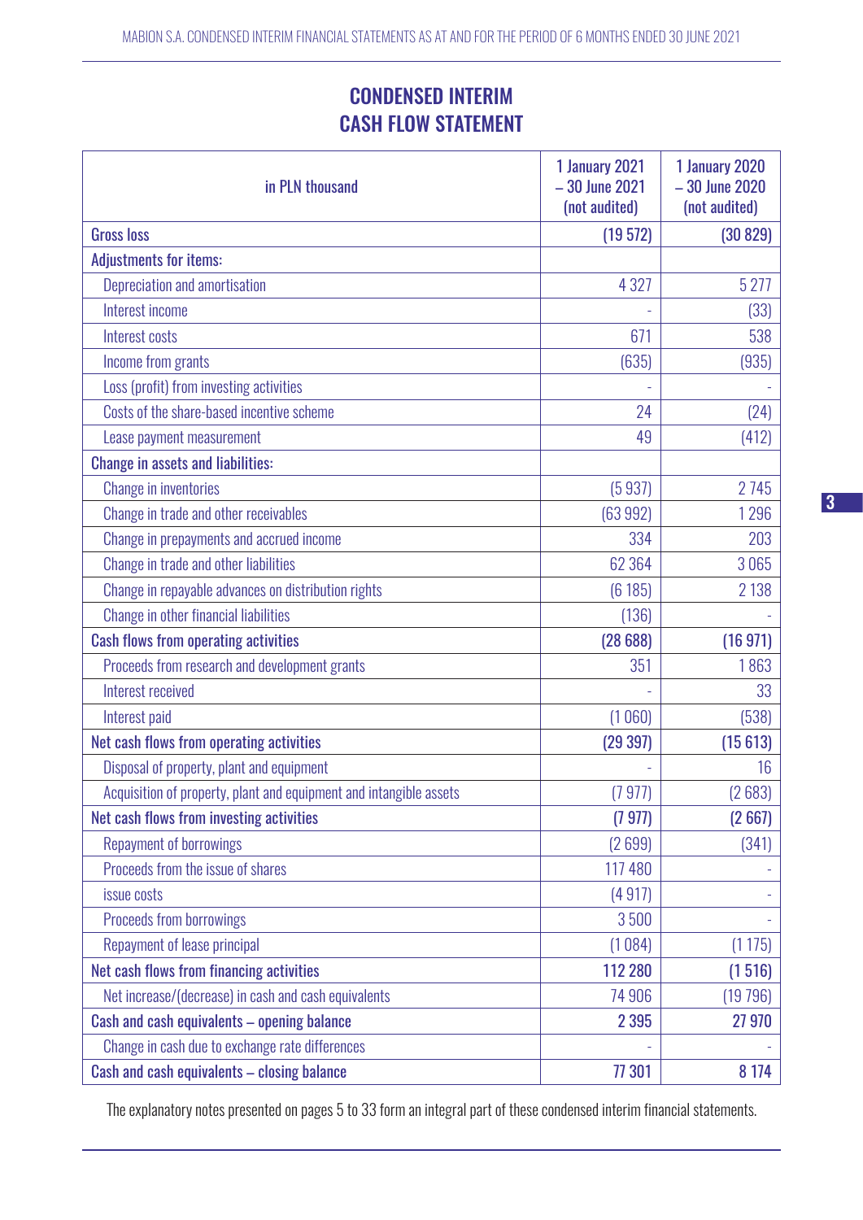# CONDENSED INTERIM CASH FLOW STATEMENT

| in PLN thousand | 1 January 2021 – 30 June 2021 (not audited) | 1 January 2020 – 30 June 2020 (not audited) |
|---|---|---|
| **Gross loss** | **(19 572)** | **(30 829)** |
| **Adjustments for items:** | | |
| Depreciation and amortisation | 4 327 | 5 277 |
| Interest income | - | (33) |
| Interest costs | 671 | 538 |
| Income from grants | (635) | (935) |
| Loss (profit) from investing activities | - | - |
| Costs of the share-based incentive scheme | 24 | (24) |
| Lease payment measurement | 49 | (412) |
| **Change in assets and liabilities:** | | |
| Change in inventories | (5 937) | 2 745 |
| Change in trade and other receivables | (63 992) | 1 296 |
| Change in prepayments and accrued income | 334 | 203 |
| Change in trade and other liabilities | 62 364 | 3 065 |
| Change in repayable advances on distribution rights | (6 185) | 2 138 |
| Change in other financial liabilities | (136) | - |
| **Cash flows from operating activities** | **(28 688)** | **(16 971)** |
| Proceeds from research and development grants | 351 | 1 863 |
| Interest received | - | 33 |
| Interest paid | (1 060) | (538) |
| **Net cash flows from operating activities** | **(29 397)** | **(15 613)** |
| Disposal of property, plant and equipment | - | 16 |
| Acquisition of property, plant and equipment and intangible assets | (7 977) | (2 683) |
| **Net cash flows from investing activities** | **(7 977)** | **(2 667)** |
| Repayment of borrowings | (2 699) | (341) |
| Proceeds from the issue of shares | 117 480 | - |
| issue costs | (4 917) | - |
| Proceeds from borrowings | 3 500 | - |
| Repayment of lease principal | (1 084) | (1 175) |
| **Net cash flows from financing activities** | **112 280** | **(1 516)** |
| Net increase/(decrease) in cash and cash equivalents | 74 906 | (19 796) |
| **Cash and cash equivalents – opening balance** | **2 395** | **27 970** |
| Change in cash due to exchange rate differences | - | - |
| **Cash and cash equivalents – closing balance** | **77 301** | **8 174** |

The explanatory notes presented on pages 5 to 33 form an integral part of these condensed interim financial statements.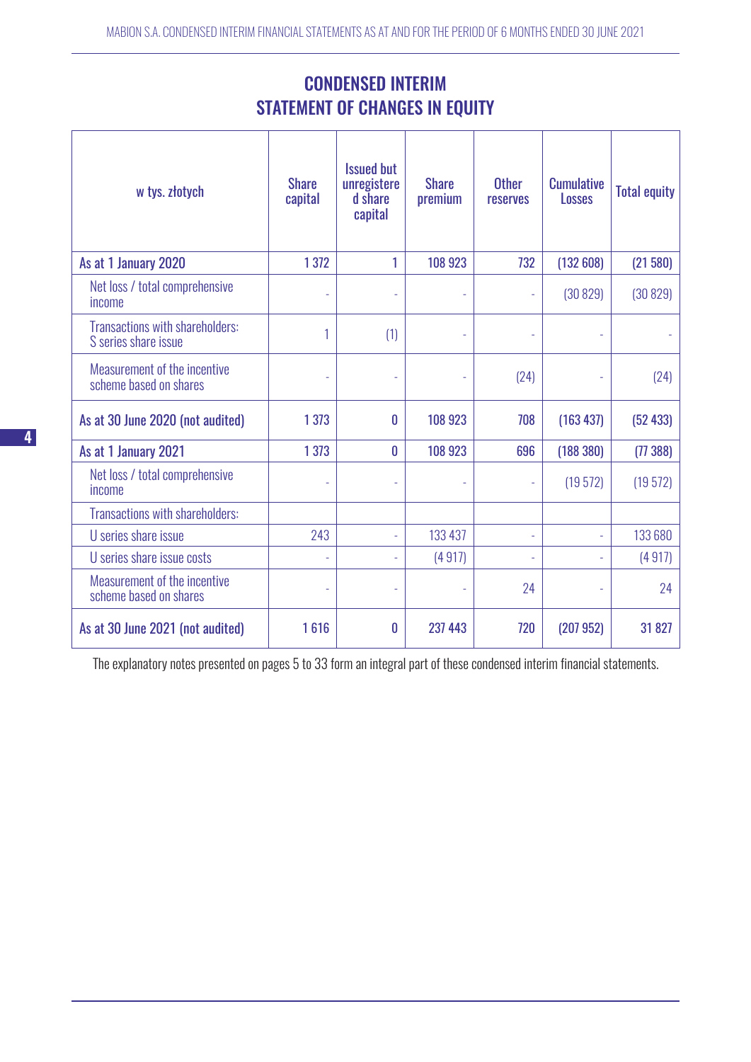# CONDENSED INTERIM STATEMENT OF CHANGES IN EQUITY

| w tys. złotych | Share capital | Issued but unregistered share capital | Share premium | Other reserves | Cumulative Losses | Total equity |
|---|---|---|---|---|---|---|
| **As at 1 January 2020** | 1 372 | 1 | 108 923 | 732 | (132 608) | (21 580) |
| Net loss / total comprehensive income | - | - | - | - | (30 829) | (30 829) |
| Transactions with shareholders: S series share issue | 1 | (1) | - | - | - | - |
| Measurement of the incentive scheme based on shares | - | - | - | (24) | - | (24) |
| **As at 30 June 2020 (not audited)** | 1 373 | 0 | 108 923 | 708 | (163 437) | (52 433) |
| **As at 1 January 2021** | 1 373 | 0 | 108 923 | 696 | (188 380) | (77 388) |
| Net loss / total comprehensive income | - | - | - | - | (19 572) | (19 572) |
| Transactions with shareholders: | | | | | | |
| U series share issue | 243 | - | 133 437 | - | - | 133 680 |
| U series share issue costs | - | - | (4 917) | - | - | (4 917) |
| Measurement of the incentive scheme based on shares | - | - | - | 24 | - | 24 |
| **As at 30 June 2021 (not audited)** | 1 616 | 0 | 237 443 | 720 | (207 952) | 31 827 |

The explanatory notes presented on pages 5 to 33 form an integral part of these condensed interim financial statements.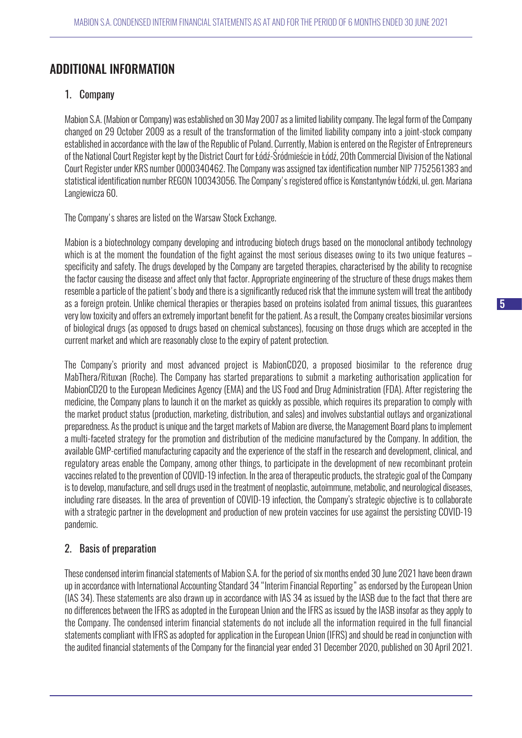# ADDITIONAL INFORMATION

## 1. Company

Mabion S.A. (Mabion or Company) was established on 30 May 2007 as a limited liability company. The legal form of the Company changed on 29 October 2009 as a result of the transformation of the limited liability company into a joint-stock company established in accordance with the law of the Republic of Poland. Currently, Mabion is entered on the Register of Entrepreneurs of the National Court Register kept by the District Court for Łódź-Śródmieście in Łódź, 20th Commercial Division of the National Court Register under KRS number 0000340462. The Company was assigned tax identification number NIP 7752561383 and statistical identification number REGON 100343056. The Company's registered office is Konstantynów Łódzki, ul. gen. Mariana Langiewicza 60.

The Company's shares are listed on the Warsaw Stock Exchange.

Mabion is a biotechnology company developing and introducing biotech drugs based on the monoclonal antibody technology which is at the moment the foundation of the fight against the most serious diseases owing to its two unique features – specificity and safety. The drugs developed by the Company are targeted therapies, characterised by the ability to recognise the factor causing the disease and affect only that factor. Appropriate engineering of the structure of these drugs makes them resemble a particle of the patient's body and there is a significantly reduced risk that the immune system will treat the antibody as a foreign protein. Unlike chemical therapies or therapies based on proteins isolated from animal tissues, this guarantees very low toxicity and offers an extremely important benefit for the patient. As a result, the Company creates biosimilar versions of biological drugs (as opposed to drugs based on chemical substances), focusing on those drugs which are accepted in the current market and which are reasonably close to the expiry of patent protection.

The Company's priority and most advanced project is MabionCD20, a proposed biosimilar to the reference drug MabThera/Rituxan (Roche). The Company has started preparations to submit a marketing authorisation application for MabionCD20 to the European Medicines Agency (EMA) and the US Food and Drug Administration (FDA). After registering the medicine, the Company plans to launch it on the market as quickly as possible, which requires its preparation to comply with the market product status (production, marketing, distribution, and sales) and involves substantial outlays and organizational preparedness. As the product is unique and the target markets of Mabion are diverse, the Management Board plans to implement a multi-faceted strategy for the promotion and distribution of the medicine manufactured by the Company. In addition, the available GMP-certified manufacturing capacity and the experience of the staff in the research and development, clinical, and regulatory areas enable the Company, among other things, to participate in the development of new recombinant protein vaccines related to the prevention of COVID-19 infection. In the area of therapeutic products, the strategic goal of the Company is to develop, manufacture, and sell drugs used in the treatment of neoplastic, autoimmune, metabolic, and neurological diseases, including rare diseases. In the area of prevention of COVID-19 infection, the Company's strategic objective is to collaborate with a strategic partner in the development and production of new protein vaccines for use against the persisting COVID-19 pandemic.

## 2. Basis of preparation

These condensed interim financial statements of Mabion S.A. for the period of six months ended 30 June 2021 have been drawn up in accordance with International Accounting Standard 34 "Interim Financial Reporting" as endorsed by the European Union (IAS 34). These statements are also drawn up in accordance with IAS 34 as issued by the IASB due to the fact that there are no differences between the IFRS as adopted in the European Union and the IFRS as issued by the IASB insofar as they apply to the Company. The condensed interim financial statements do not include all the information required in the full financial statements compliant with IFRS as adopted for application in the European Union (IFRS) and should be read in conjunction with the audited financial statements of the Company for the financial year ended 31 December 2020, published on 30 April 2021.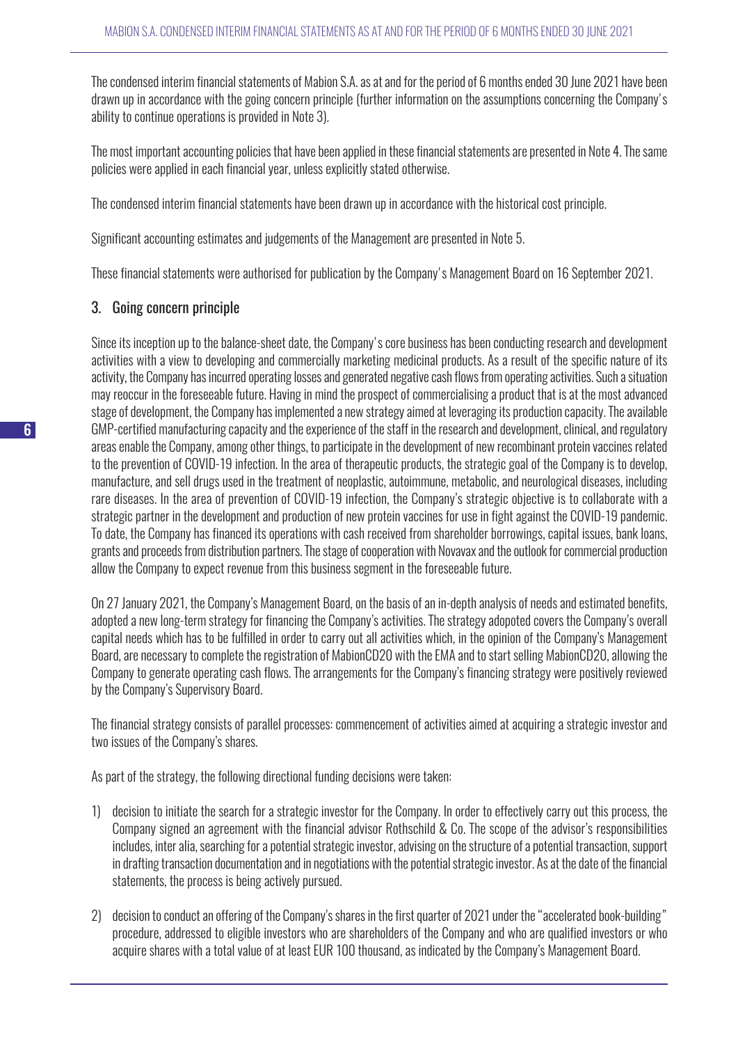The condensed interim financial statements of Mabion S.A. as at and for the period of 6 months ended 30 June 2021 have been drawn up in accordance with the going concern principle (further information on the assumptions concerning the Company's ability to continue operations is provided in Note 3).

The most important accounting policies that have been applied in these financial statements are presented in Note 4. The same policies were applied in each financial year, unless explicitly stated otherwise.

The condensed interim financial statements have been drawn up in accordance with the historical cost principle.

Significant accounting estimates and judgements of the Management are presented in Note 5.

These financial statements were authorised for publication by the Company's Management Board on 16 September 2021.

## 3. Going concern principle

Since its inception up to the balance-sheet date, the Company's core business has been conducting research and development activities with a view to developing and commercially marketing medicinal products. As a result of the specific nature of its activity, the Company has incurred operating losses and generated negative cash flows from operating activities. Such a situation may reoccur in the foreseeable future. Having in mind the prospect of commercialising a product that is at the most advanced stage of development, the Company has implemented a new strategy aimed at leveraging its production capacity. The available GMP-certified manufacturing capacity and the experience of the staff in the research and development, clinical, and regulatory areas enable the Company, among other things, to participate in the development of new recombinant protein vaccines related to the prevention of COVID-19 infection. In the area of therapeutic products, the strategic goal of the Company is to develop, manufacture, and sell drugs used in the treatment of neoplastic, autoimmune, metabolic, and neurological diseases, including rare diseases. In the area of prevention of COVID-19 infection, the Company's strategic objective is to collaborate with a strategic partner in the development and production of new protein vaccines for use in fight against the COVID-19 pandemic. To date, the Company has financed its operations with cash received from shareholder borrowings, capital issues, bank loans, grants and proceeds from distribution partners. The stage of cooperation with Novavax and the outlook for commercial production allow the Company to expect revenue from this business segment in the foreseeable future.

On 27 January 2021, the Company's Management Board, on the basis of an in-depth analysis of needs and estimated benefits, adopted a new long-term strategy for financing the Company's activities. The strategy adopoted covers the Company's overall capital needs which has to be fulfilled in order to carry out all activities which, in the opinion of the Company's Management Board, are necessary to complete the registration of MabionCD20 with the EMA and to start selling MabionCD20, allowing the Company to generate operating cash flows. The arrangements for the Company's financing strategy were positively reviewed by the Company's Supervisory Board.

The financial strategy consists of parallel processes: commencement of activities aimed at acquiring a strategic investor and two issues of the Company's shares.

As part of the strategy, the following directional funding decisions were taken:

1) decision to initiate the search for a strategic investor for the Company. In order to effectively carry out this process, the Company signed an agreement with the financial advisor Rothschild & Co. The scope of the advisor's responsibilities includes, inter alia, searching for a potential strategic investor, advising on the structure of a potential transaction, support in drafting transaction documentation and in negotiations with the potential strategic investor. As at the date of the financial statements, the process is being actively pursued.
2) decision to conduct an offering of the Company's shares in the first quarter of 2021 under the "accelerated book-building" procedure, addressed to eligible investors who are shareholders of the Company and who are qualified investors or who acquire shares with a total value of at least EUR 100 thousand, as indicated by the Company's Management Board.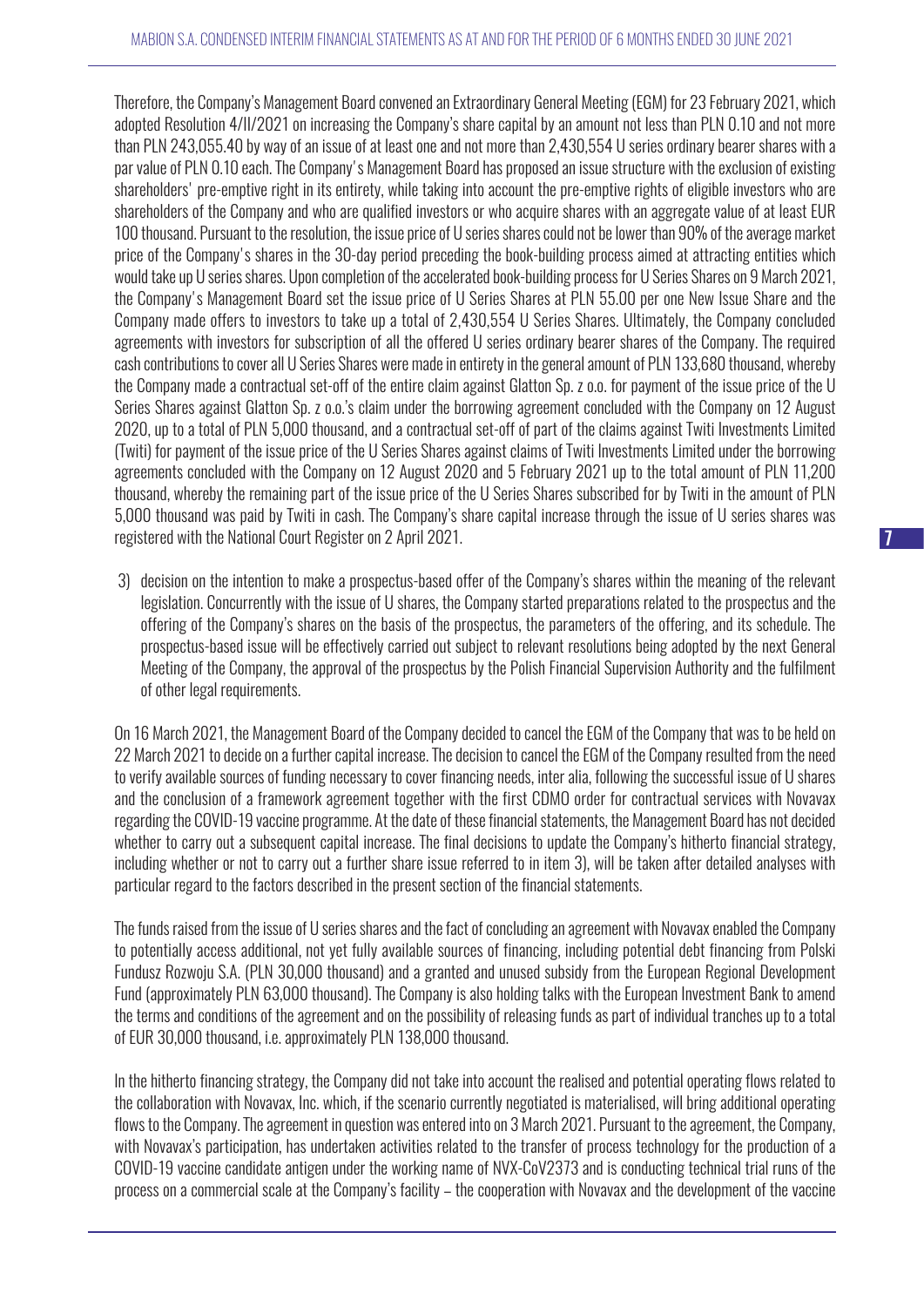Therefore, the Company's Management Board convened an Extraordinary General Meeting (EGM) for 23 February 2021, which adopted Resolution 4/II/2021 on increasing the Company's share capital by an amount not less than PLN 0.10 and not more than PLN 243,055.40 by way of an issue of at least one and not more than 2,430,554 U series ordinary bearer shares with a par value of PLN 0.10 each. The Company's Management Board has proposed an issue structure with the exclusion of existing shareholders' pre-emptive right in its entirety, while taking into account the pre-emptive rights of eligible investors who are shareholders of the Company and who are qualified investors or who acquire shares with an aggregate value of at least EUR 100 thousand. Pursuant to the resolution, the issue price of U series shares could not be lower than 90% of the average market price of the Company's shares in the 30-day period preceding the book-building process aimed at attracting entities which would take up U series shares. Upon completion of the accelerated book-building process for U Series Shares on 9 March 2021, the Company's Management Board set the issue price of U Series Shares at PLN 55.00 per one New Issue Share and the Company made offers to investors to take up a total of 2,430,554 U Series Shares. Ultimately, the Company concluded agreements with investors for subscription of all the offered U series ordinary bearer shares of the Company. The required cash contributions to cover all U Series Shares were made in entirety in the general amount of PLN 133,680 thousand, whereby the Company made a contractual set-off of the entire claim against Glatton Sp. z o.o. for payment of the issue price of the U Series Shares against Glatton Sp. z o.o.'s claim under the borrowing agreement concluded with the Company on 12 August 2020, up to a total of PLN 5,000 thousand, and a contractual set-off of part of the claims against Twiti Investments Limited (Twiti) for payment of the issue price of the U Series Shares against claims of Twiti Investments Limited under the borrowing agreements concluded with the Company on 12 August 2020 and 5 February 2021 up to the total amount of PLN 11,200 thousand, whereby the remaining part of the issue price of the U Series Shares subscribed for by Twiti in the amount of PLN 5,000 thousand was paid by Twiti in cash. The Company's share capital increase through the issue of U series shares was registered with the National Court Register on 2 April 2021.

3) decision on the intention to make a prospectus-based offer of the Company's shares within the meaning of the relevant legislation. Concurrently with the issue of U shares, the Company started preparations related to the prospectus and the offering of the Company's shares on the basis of the prospectus, the parameters of the offering, and its schedule. The prospectus-based issue will be effectively carried out subject to relevant resolutions being adopted by the next General Meeting of the Company, the approval of the prospectus by the Polish Financial Supervision Authority and the fulfilment of other legal requirements.

On 16 March 2021, the Management Board of the Company decided to cancel the EGM of the Company that was to be held on 22 March 2021 to decide on a further capital increase. The decision to cancel the EGM of the Company resulted from the need to verify available sources of funding necessary to cover financing needs, inter alia, following the successful issue of U shares and the conclusion of a framework agreement together with the first CDMO order for contractual services with Novavax regarding the COVID-19 vaccine programme. At the date of these financial statements, the Management Board has not decided whether to carry out a subsequent capital increase. The final decisions to update the Company's hitherto financial strategy, including whether or not to carry out a further share issue referred to in item 3), will be taken after detailed analyses with particular regard to the factors described in the present section of the financial statements.

The funds raised from the issue of U series shares and the fact of concluding an agreement with Novavax enabled the Company to potentially access additional, not yet fully available sources of financing, including potential debt financing from Polski Fundusz Rozwoju S.A. (PLN 30,000 thousand) and a granted and unused subsidy from the European Regional Development Fund (approximately PLN 63,000 thousand). The Company is also holding talks with the European Investment Bank to amend the terms and conditions of the agreement and on the possibility of releasing funds as part of individual tranches up to a total of EUR 30,000 thousand, i.e. approximately PLN 138,000 thousand.

In the hitherto financing strategy, the Company did not take into account the realised and potential operating flows related to the collaboration with Novavax, Inc. which, if the scenario currently negotiated is materialised, will bring additional operating flows to the Company. The agreement in question was entered into on 3 March 2021. Pursuant to the agreement, the Company, with Novavax's participation, has undertaken activities related to the transfer of process technology for the production of a COVID-19 vaccine candidate antigen under the working name of NVX-CoV2373 and is conducting technical trial runs of the process on a commercial scale at the Company's facility – the cooperation with Novavax and the development of the vaccine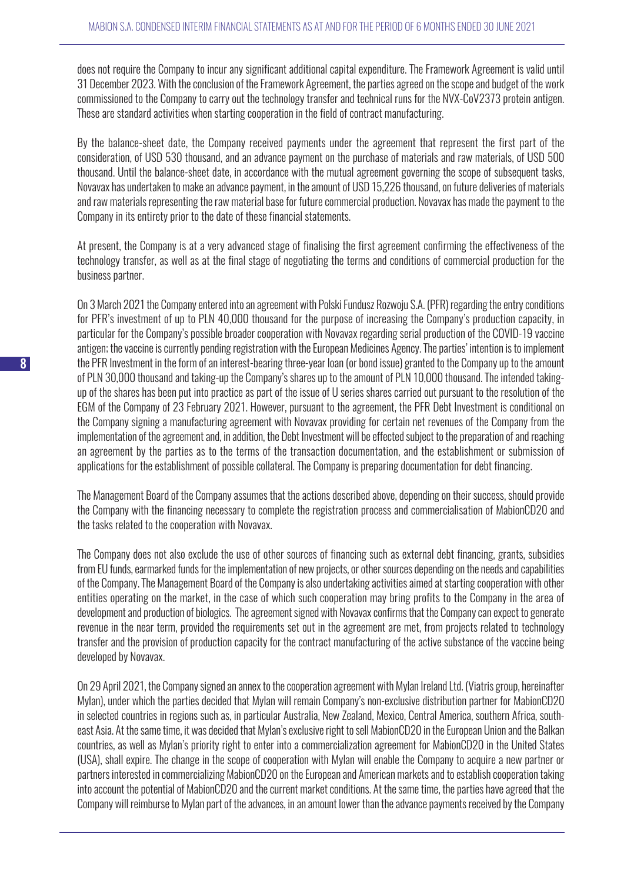does not require the Company to incur any significant additional capital expenditure. The Framework Agreement is valid until 31 December 2023. With the conclusion of the Framework Agreement, the parties agreed on the scope and budget of the work commissioned to the Company to carry out the technology transfer and technical runs for the NVX-CoV2373 protein antigen. These are standard activities when starting cooperation in the field of contract manufacturing.

By the balance-sheet date, the Company received payments under the agreement that represent the first part of the consideration, of USD 530 thousand, and an advance payment on the purchase of materials and raw materials, of USD 500 thousand. Until the balance-sheet date, in accordance with the mutual agreement governing the scope of subsequent tasks, Novavax has undertaken to make an advance payment, in the amount of USD 15,226 thousand, on future deliveries of materials and raw materials representing the raw material base for future commercial production. Novavax has made the payment to the Company in its entirety prior to the date of these financial statements.

At present, the Company is at a very advanced stage of finalising the first agreement confirming the effectiveness of the technology transfer, as well as at the final stage of negotiating the terms and conditions of commercial production for the business partner.

On 3 March 2021 the Company entered into an agreement with Polski Fundusz Rozwoju S.A. (PFR) regarding the entry conditions for PFR's investment of up to PLN 40,000 thousand for the purpose of increasing the Company's production capacity, in particular for the Company's possible broader cooperation with Novavax regarding serial production of the COVID-19 vaccine antigen; the vaccine is currently pending registration with the European Medicines Agency. The parties' intention is to implement the PFR Investment in the form of an interest-bearing three-year loan (or bond issue) granted to the Company up to the amount of PLN 30,000 thousand and taking-up the Company's shares up to the amount of PLN 10,000 thousand. The intended taking-up of the shares has been put into practice as part of the issue of U series shares carried out pursuant to the resolution of the EGM of the Company of 23 February 2021. However, pursuant to the agreement, the PFR Debt Investment is conditional on the Company signing a manufacturing agreement with Novavax providing for certain net revenues of the Company from the implementation of the agreement and, in addition, the Debt Investment will be effected subject to the preparation of and reaching an agreement by the parties as to the terms of the transaction documentation, and the establishment or submission of applications for the establishment of possible collateral. The Company is preparing documentation for debt financing.

The Management Board of the Company assumes that the actions described above, depending on their success, should provide the Company with the financing necessary to complete the registration process and commercialisation of MabionCD20 and the tasks related to the cooperation with Novavax.

The Company does not also exclude the use of other sources of financing such as external debt financing, grants, subsidies from EU funds, earmarked funds for the implementation of new projects, or other sources depending on the needs and capabilities of the Company. The Management Board of the Company is also undertaking activities aimed at starting cooperation with other entities operating on the market, in the case of which such cooperation may bring profits to the Company in the area of development and production of biologics. The agreement signed with Novavax confirms that the Company can expect to generate revenue in the near term, provided the requirements set out in the agreement are met, from projects related to technology transfer and the provision of production capacity for the contract manufacturing of the active substance of the vaccine being developed by Novavax.

On 29 April 2021, the Company signed an annex to the cooperation agreement with Mylan Ireland Ltd. (Viatris group, hereinafter Mylan), under which the parties decided that Mylan will remain Company's non-exclusive distribution partner for MabionCD20 in selected countries in regions such as, in particular Australia, New Zealand, Mexico, Central America, southern Africa, south-east Asia. At the same time, it was decided that Mylan's exclusive right to sell MabionCD20 in the European Union and the Balkan countries, as well as Mylan's priority right to enter into a commercialization agreement for MabionCD20 in the United States (USA), shall expire. The change in the scope of cooperation with Mylan will enable the Company to acquire a new partner or partners interested in commercializing MabionCD20 on the European and American markets and to establish cooperation taking into account the potential of MabionCD20 and the current market conditions. At the same time, the parties have agreed that the Company will reimburse to Mylan part of the advances, in an amount lower than the advance payments received by the Company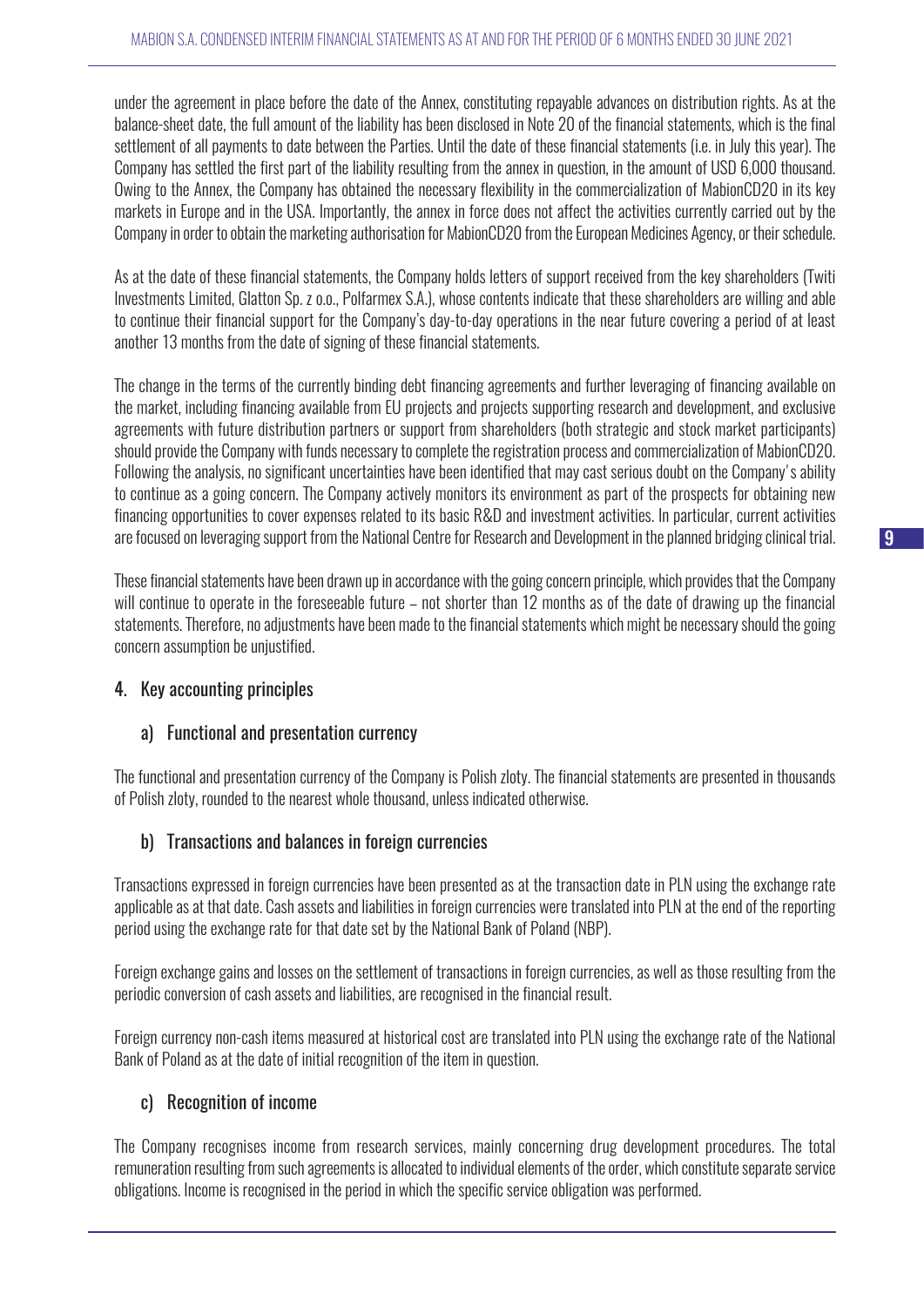under the agreement in place before the date of the Annex, constituting repayable advances on distribution rights. As at the balance-sheet date, the full amount of the liability has been disclosed in Note 20 of the financial statements, which is the final settlement of all payments to date between the Parties. Until the date of these financial statements (i.e. in July this year). The Company has settled the first part of the liability resulting from the annex in question, in the amount of USD 6,000 thousand. Owing to the Annex, the Company has obtained the necessary flexibility in the commercialization of MabionCD20 in its key markets in Europe and in the USA. Importantly, the annex in force does not affect the activities currently carried out by the Company in order to obtain the marketing authorisation for MabionCD20 from the European Medicines Agency, or their schedule.

As at the date of these financial statements, the Company holds letters of support received from the key shareholders (Twiti Investments Limited, Glatton Sp. z o.o., Polfarmex S.A.), whose contents indicate that these shareholders are willing and able to continue their financial support for the Company's day-to-day operations in the near future covering a period of at least another 13 months from the date of signing of these financial statements.

The change in the terms of the currently binding debt financing agreements and further leveraging of financing available on the market, including financing available from EU projects and projects supporting research and development, and exclusive agreements with future distribution partners or support from shareholders (both strategic and stock market participants) should provide the Company with funds necessary to complete the registration process and commercialization of MabionCD20. Following the analysis, no significant uncertainties have been identified that may cast serious doubt on the Company's ability to continue as a going concern. The Company actively monitors its environment as part of the prospects for obtaining new financing opportunities to cover expenses related to its basic R&D and investment activities. In particular, current activities are focused on leveraging support from the National Centre for Research and Development in the planned bridging clinical trial.

These financial statements have been drawn up in accordance with the going concern principle, which provides that the Company will continue to operate in the foreseeable future – not shorter than 12 months as of the date of drawing up the financial statements. Therefore, no adjustments have been made to the financial statements which might be necessary should the going concern assumption be unjustified.

## 4. Key accounting principles

### a) Functional and presentation currency

The functional and presentation currency of the Company is Polish zloty. The financial statements are presented in thousands of Polish zloty, rounded to the nearest whole thousand, unless indicated otherwise.

### b) Transactions and balances in foreign currencies

Transactions expressed in foreign currencies have been presented as at the transaction date in PLN using the exchange rate applicable as at that date. Cash assets and liabilities in foreign currencies were translated into PLN at the end of the reporting period using the exchange rate for that date set by the National Bank of Poland (NBP).

Foreign exchange gains and losses on the settlement of transactions in foreign currencies, as well as those resulting from the periodic conversion of cash assets and liabilities, are recognised in the financial result.

Foreign currency non-cash items measured at historical cost are translated into PLN using the exchange rate of the National Bank of Poland as at the date of initial recognition of the item in question.

### c) Recognition of income

The Company recognises income from research services, mainly concerning drug development procedures. The total remuneration resulting from such agreements is allocated to individual elements of the order, which constitute separate service obligations. Income is recognised in the period in which the specific service obligation was performed.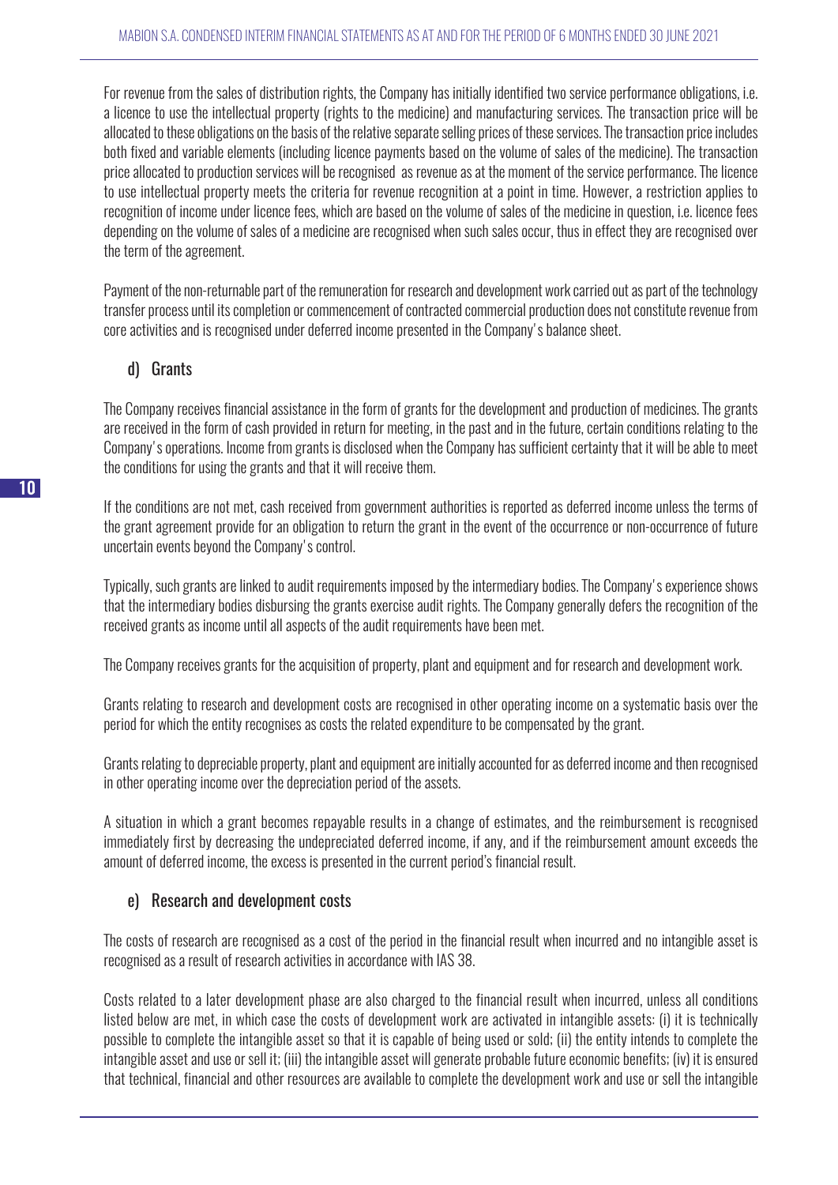For revenue from the sales of distribution rights, the Company has initially identified two service performance obligations, i.e. a licence to use the intellectual property (rights to the medicine) and manufacturing services. The transaction price will be allocated to these obligations on the basis of the relative separate selling prices of these services. The transaction price includes both fixed and variable elements (including licence payments based on the volume of sales of the medicine). The transaction price allocated to production services will be recognised as revenue as at the moment of the service performance. The licence to use intellectual property meets the criteria for revenue recognition at a point in time. However, a restriction applies to recognition of income under licence fees, which are based on the volume of sales of the medicine in question, i.e. licence fees depending on the volume of sales of a medicine are recognised when such sales occur, thus in effect they are recognised over the term of the agreement.

Payment of the non-returnable part of the remuneration for research and development work carried out as part of the technology transfer process until its completion or commencement of contracted commercial production does not constitute revenue from core activities and is recognised under deferred income presented in the Company's balance sheet.

### d) Grants

The Company receives financial assistance in the form of grants for the development and production of medicines. The grants are received in the form of cash provided in return for meeting, in the past and in the future, certain conditions relating to the Company's operations. Income from grants is disclosed when the Company has sufficient certainty that it will be able to meet the conditions for using the grants and that it will receive them.

If the conditions are not met, cash received from government authorities is reported as deferred income unless the terms of the grant agreement provide for an obligation to return the grant in the event of the occurrence or non-occurrence of future uncertain events beyond the Company's control.

Typically, such grants are linked to audit requirements imposed by the intermediary bodies. The Company's experience shows that the intermediary bodies disbursing the grants exercise audit rights. The Company generally defers the recognition of the received grants as income until all aspects of the audit requirements have been met.

The Company receives grants for the acquisition of property, plant and equipment and for research and development work.

Grants relating to research and development costs are recognised in other operating income on a systematic basis over the period for which the entity recognises as costs the related expenditure to be compensated by the grant.

Grants relating to depreciable property, plant and equipment are initially accounted for as deferred income and then recognised in other operating income over the depreciation period of the assets.

A situation in which a grant becomes repayable results in a change of estimates, and the reimbursement is recognised immediately first by decreasing the undepreciated deferred income, if any, and if the reimbursement amount exceeds the amount of deferred income, the excess is presented in the current period's financial result.

### e) Research and development costs

The costs of research are recognised as a cost of the period in the financial result when incurred and no intangible asset is recognised as a result of research activities in accordance with IAS 38.

Costs related to a later development phase are also charged to the financial result when incurred, unless all conditions listed below are met, in which case the costs of development work are activated in intangible assets: (i) it is technically possible to complete the intangible asset so that it is capable of being used or sold; (ii) the entity intends to complete the intangible asset and use or sell it; (iii) the intangible asset will generate probable future economic benefits; (iv) it is ensured that technical, financial and other resources are available to complete the development work and use or sell the intangible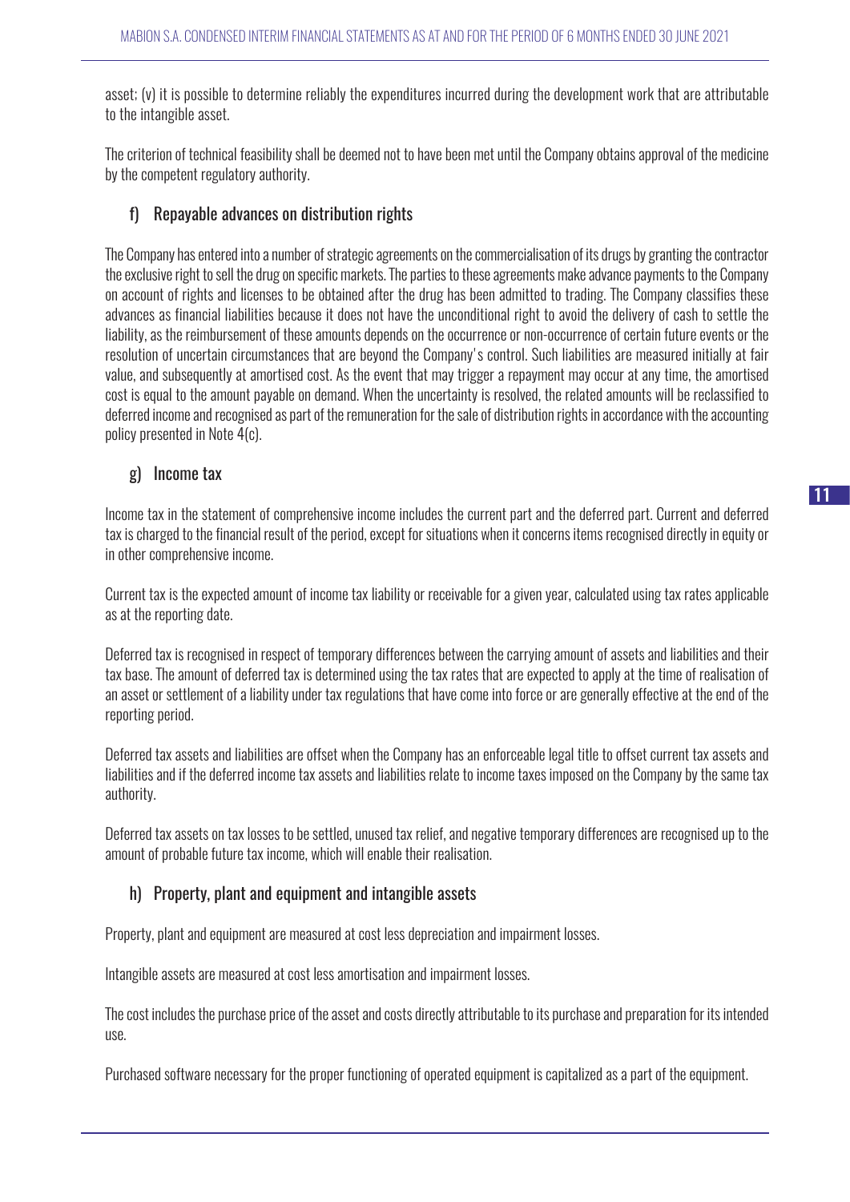asset; (v) it is possible to determine reliably the expenditures incurred during the development work that are attributable to the intangible asset.

The criterion of technical feasibility shall be deemed not to have been met until the Company obtains approval of the medicine by the competent regulatory authority.

### f) Repayable advances on distribution rights

The Company has entered into a number of strategic agreements on the commercialisation of its drugs by granting the contractor the exclusive right to sell the drug on specific markets. The parties to these agreements make advance payments to the Company on account of rights and licenses to be obtained after the drug has been admitted to trading. The Company classifies these advances as financial liabilities because it does not have the unconditional right to avoid the delivery of cash to settle the liability, as the reimbursement of these amounts depends on the occurrence or non-occurrence of certain future events or the resolution of uncertain circumstances that are beyond the Company's control. Such liabilities are measured initially at fair value, and subsequently at amortised cost. As the event that may trigger a repayment may occur at any time, the amortised cost is equal to the amount payable on demand. When the uncertainty is resolved, the related amounts will be reclassified to deferred income and recognised as part of the remuneration for the sale of distribution rights in accordance with the accounting policy presented in Note 4(c).

### g) Income tax

Income tax in the statement of comprehensive income includes the current part and the deferred part. Current and deferred tax is charged to the financial result of the period, except for situations when it concerns items recognised directly in equity or in other comprehensive income.

Current tax is the expected amount of income tax liability or receivable for a given year, calculated using tax rates applicable as at the reporting date.

Deferred tax is recognised in respect of temporary differences between the carrying amount of assets and liabilities and their tax base. The amount of deferred tax is determined using the tax rates that are expected to apply at the time of realisation of an asset or settlement of a liability under tax regulations that have come into force or are generally effective at the end of the reporting period.

Deferred tax assets and liabilities are offset when the Company has an enforceable legal title to offset current tax assets and liabilities and if the deferred income tax assets and liabilities relate to income taxes imposed on the Company by the same tax authority.

Deferred tax assets on tax losses to be settled, unused tax relief, and negative temporary differences are recognised up to the amount of probable future tax income, which will enable their realisation.

### h) Property, plant and equipment and intangible assets

Property, plant and equipment are measured at cost less depreciation and impairment losses.

Intangible assets are measured at cost less amortisation and impairment losses.

The cost includes the purchase price of the asset and costs directly attributable to its purchase and preparation for its intended use.

Purchased software necessary for the proper functioning of operated equipment is capitalized as a part of the equipment.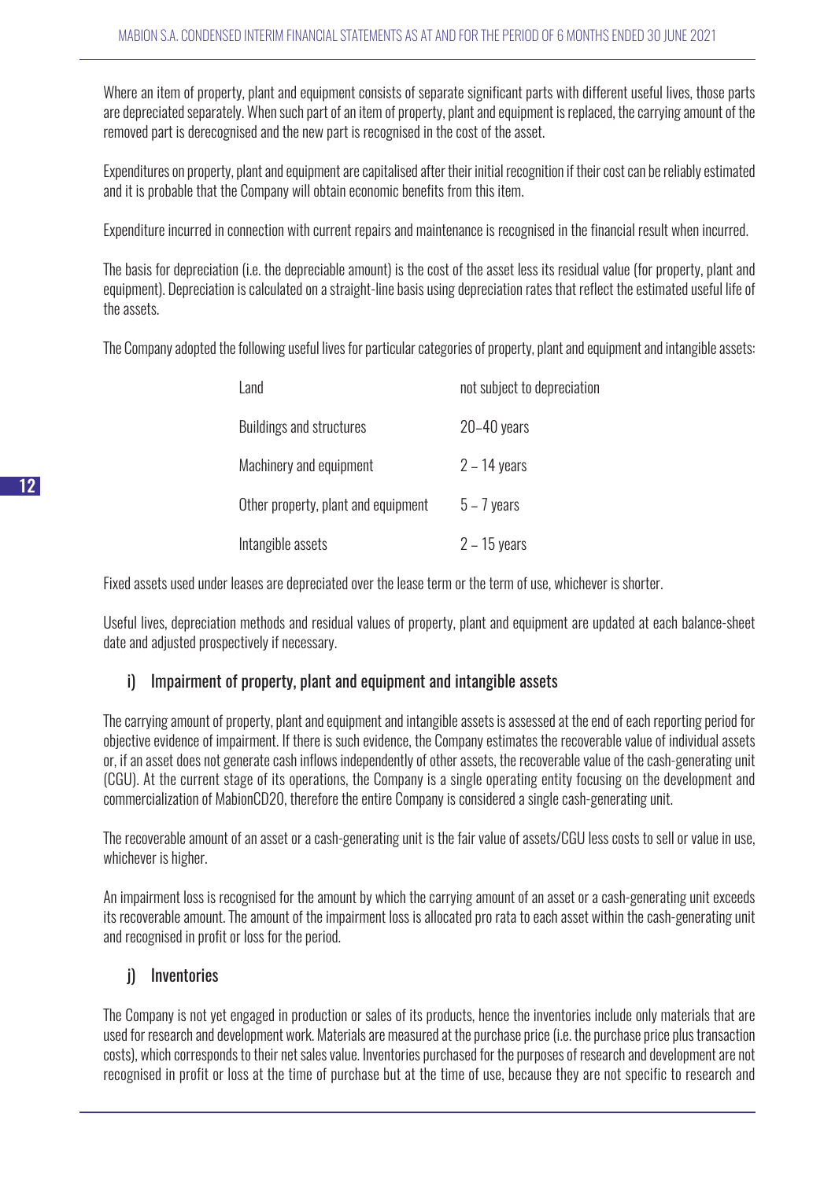Where an item of property, plant and equipment consists of separate significant parts with different useful lives, those parts are depreciated separately. When such part of an item of property, plant and equipment is replaced, the carrying amount of the removed part is derecognised and the new part is recognised in the cost of the asset.

Expenditures on property, plant and equipment are capitalised after their initial recognition if their cost can be reliably estimated and it is probable that the Company will obtain economic benefits from this item.

Expenditure incurred in connection with current repairs and maintenance is recognised in the financial result when incurred.

The basis for depreciation (i.e. the depreciable amount) is the cost of the asset less its residual value (for property, plant and equipment). Depreciation is calculated on a straight-line basis using depreciation rates that reflect the estimated useful life of the assets.

The Company adopted the following useful lives for particular categories of property, plant and equipment and intangible assets:

| | |
|---|---|
| Land | not subject to depreciation |
| Buildings and structures | 20–40 years |
| Machinery and equipment | 2 – 14 years |
| Other property, plant and equipment | 5 – 7 years |
| Intangible assets | 2 – 15 years |

Fixed assets used under leases are depreciated over the lease term or the term of use, whichever is shorter.

Useful lives, depreciation methods and residual values of property, plant and equipment are updated at each balance-sheet date and adjusted prospectively if necessary.

## i) Impairment of property, plant and equipment and intangible assets

The carrying amount of property, plant and equipment and intangible assets is assessed at the end of each reporting period for objective evidence of impairment. If there is such evidence, the Company estimates the recoverable value of individual assets or, if an asset does not generate cash inflows independently of other assets, the recoverable value of the cash-generating unit (CGU). At the current stage of its operations, the Company is a single operating entity focusing on the development and commercialization of MabionCD20, therefore the entire Company is considered a single cash-generating unit.

The recoverable amount of an asset or a cash-generating unit is the fair value of assets/CGU less costs to sell or value in use, whichever is higher.

An impairment loss is recognised for the amount by which the carrying amount of an asset or a cash-generating unit exceeds its recoverable amount. The amount of the impairment loss is allocated pro rata to each asset within the cash-generating unit and recognised in profit or loss for the period.

## j) Inventories

The Company is not yet engaged in production or sales of its products, hence the inventories include only materials that are used for research and development work. Materials are measured at the purchase price (i.e. the purchase price plus transaction costs), which corresponds to their net sales value. Inventories purchased for the purposes of research and development are not recognised in profit or loss at the time of purchase but at the time of use, because they are not specific to research and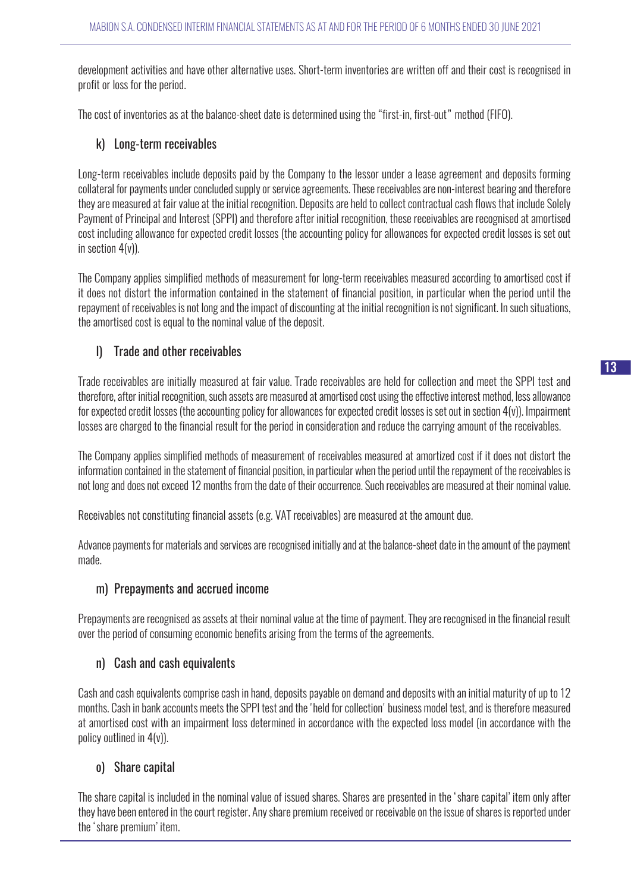development activities and have other alternative uses. Short-term inventories are written off and their cost is recognised in profit or loss for the period.

The cost of inventories as at the balance-sheet date is determined using the "first-in, first-out" method (FIFO).

### k) Long-term receivables

Long-term receivables include deposits paid by the Company to the lessor under a lease agreement and deposits forming collateral for payments under concluded supply or service agreements. These receivables are non-interest bearing and therefore they are measured at fair value at the initial recognition. Deposits are held to collect contractual cash flows that include Solely Payment of Principal and Interest (SPPI) and therefore after initial recognition, these receivables are recognised at amortised cost including allowance for expected credit losses (the accounting policy for allowances for expected credit losses is set out in section 4(v)).

The Company applies simplified methods of measurement for long-term receivables measured according to amortised cost if it does not distort the information contained in the statement of financial position, in particular when the period until the repayment of receivables is not long and the impact of discounting at the initial recognition is not significant. In such situations, the amortised cost is equal to the nominal value of the deposit.

### l) Trade and other receivables

Trade receivables are initially measured at fair value. Trade receivables are held for collection and meet the SPPI test and therefore, after initial recognition, such assets are measured at amortised cost using the effective interest method, less allowance for expected credit losses (the accounting policy for allowances for expected credit losses is set out in section 4(v)). Impairment losses are charged to the financial result for the period in consideration and reduce the carrying amount of the receivables.

The Company applies simplified methods of measurement of receivables measured at amortized cost if it does not distort the information contained in the statement of financial position, in particular when the period until the repayment of the receivables is not long and does not exceed 12 months from the date of their occurrence. Such receivables are measured at their nominal value.

Receivables not constituting financial assets (e.g. VAT receivables) are measured at the amount due.

Advance payments for materials and services are recognised initially and at the balance-sheet date in the amount of the payment made.

### m) Prepayments and accrued income

Prepayments are recognised as assets at their nominal value at the time of payment. They are recognised in the financial result over the period of consuming economic benefits arising from the terms of the agreements.

### n) Cash and cash equivalents

Cash and cash equivalents comprise cash in hand, deposits payable on demand and deposits with an initial maturity of up to 12 months. Cash in bank accounts meets the SPPI test and the 'held for collection' business model test, and is therefore measured at amortised cost with an impairment loss determined in accordance with the expected loss model (in accordance with the policy outlined in 4(v)).

### o) Share capital

The share capital is included in the nominal value of issued shares. Shares are presented in the 'share capital' item only after they have been entered in the court register. Any share premium received or receivable on the issue of shares is reported under the 'share premium' item.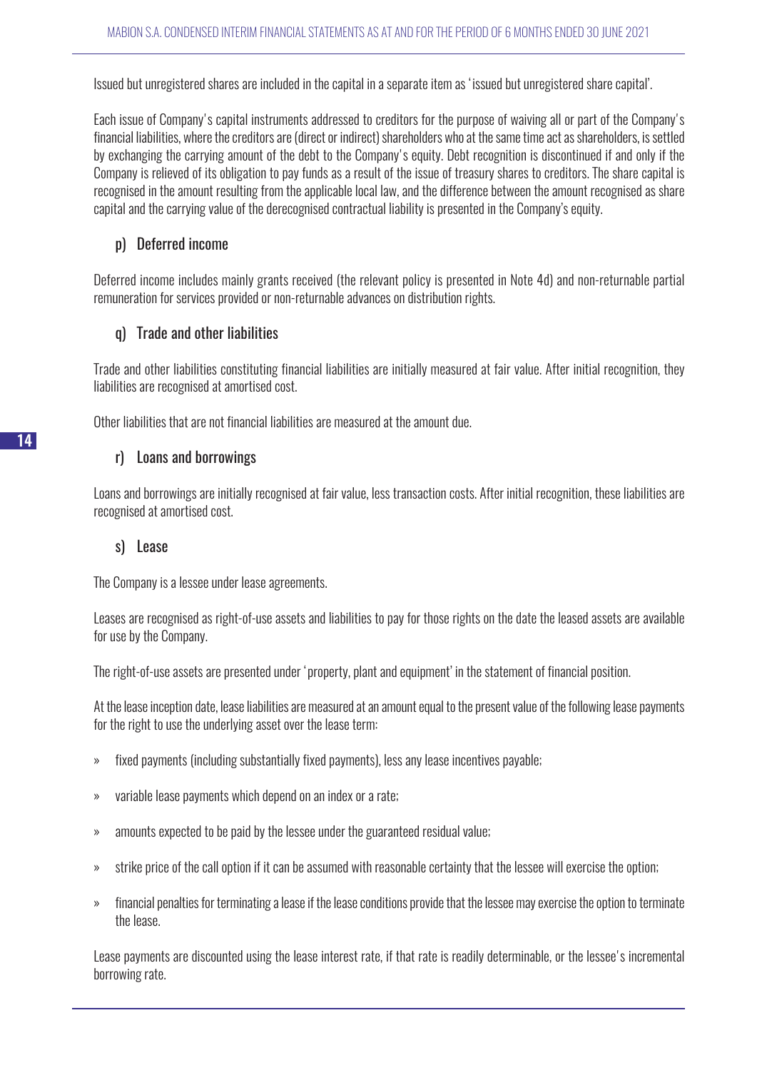Issued but unregistered shares are included in the capital in a separate item as 'issued but unregistered share capital'.

Each issue of Company's capital instruments addressed to creditors for the purpose of waiving all or part of the Company's financial liabilities, where the creditors are (direct or indirect) shareholders who at the same time act as shareholders, is settled by exchanging the carrying amount of the debt to the Company's equity. Debt recognition is discontinued if and only if the Company is relieved of its obligation to pay funds as a result of the issue of treasury shares to creditors. The share capital is recognised in the amount resulting from the applicable local law, and the difference between the amount recognised as share capital and the carrying value of the derecognised contractual liability is presented in the Company's equity.

## p) Deferred income

Deferred income includes mainly grants received (the relevant policy is presented in Note 4d) and non-returnable partial remuneration for services provided or non-returnable advances on distribution rights.

## q) Trade and other liabilities

Trade and other liabilities constituting financial liabilities are initially measured at fair value. After initial recognition, they liabilities are recognised at amortised cost.

Other liabilities that are not financial liabilities are measured at the amount due.

## r) Loans and borrowings

Loans and borrowings are initially recognised at fair value, less transaction costs. After initial recognition, these liabilities are recognised at amortised cost.

## s) Lease

The Company is a lessee under lease agreements.

Leases are recognised as right-of-use assets and liabilities to pay for those rights on the date the leased assets are available for use by the Company.

The right-of-use assets are presented under 'property, plant and equipment' in the statement of financial position.

At the lease inception date, lease liabilities are measured at an amount equal to the present value of the following lease payments for the right to use the underlying asset over the lease term:

- fixed payments (including substantially fixed payments), less any lease incentives payable;
- variable lease payments which depend on an index or a rate;
- amounts expected to be paid by the lessee under the guaranteed residual value;
- strike price of the call option if it can be assumed with reasonable certainty that the lessee will exercise the option;
- financial penalties for terminating a lease if the lease conditions provide that the lessee may exercise the option to terminate the lease.

Lease payments are discounted using the lease interest rate, if that rate is readily determinable, or the lessee's incremental borrowing rate.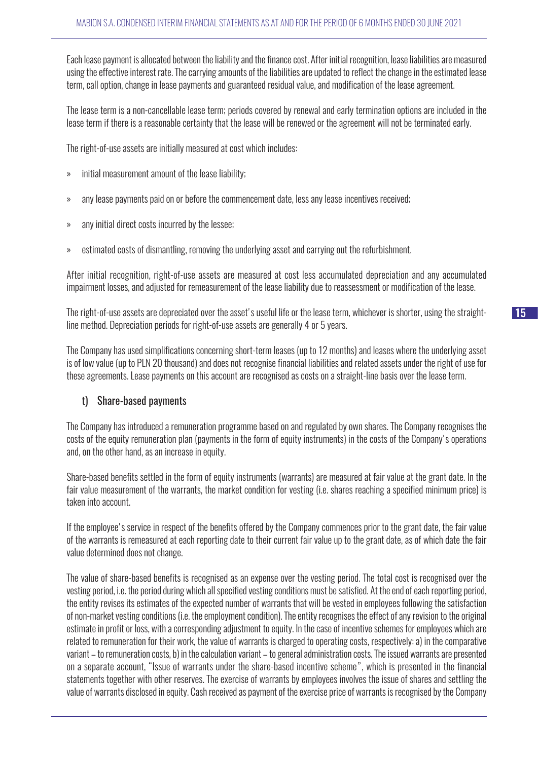Each lease payment is allocated between the liability and the finance cost. After initial recognition, lease liabilities are measured using the effective interest rate. The carrying amounts of the liabilities are updated to reflect the change in the estimated lease term, call option, change in lease payments and guaranteed residual value, and modification of the lease agreement.

The lease term is a non-cancellable lease term; periods covered by renewal and early termination options are included in the lease term if there is a reasonable certainty that the lease will be renewed or the agreement will not be terminated early.

The right-of-use assets are initially measured at cost which includes:

» initial measurement amount of the lease liability;

» any lease payments paid on or before the commencement date, less any lease incentives received;

» any initial direct costs incurred by the lessee;

» estimated costs of dismantling, removing the underlying asset and carrying out the refurbishment.

After initial recognition, right-of-use assets are measured at cost less accumulated depreciation and any accumulated impairment losses, and adjusted for remeasurement of the lease liability due to reassessment or modification of the lease.

The right-of-use assets are depreciated over the asset's useful life or the lease term, whichever is shorter, using the straight-line method. Depreciation periods for right-of-use assets are generally 4 or 5 years.

The Company has used simplifications concerning short-term leases (up to 12 months) and leases where the underlying asset is of low value (up to PLN 20 thousand) and does not recognise financial liabilities and related assets under the right of use for these agreements. Lease payments on this account are recognised as costs on a straight-line basis over the lease term.

### t) Share-based payments

The Company has introduced a remuneration programme based on and regulated by own shares. The Company recognises the costs of the equity remuneration plan (payments in the form of equity instruments) in the costs of the Company's operations and, on the other hand, as an increase in equity.

Share-based benefits settled in the form of equity instruments (warrants) are measured at fair value at the grant date. In the fair value measurement of the warrants, the market condition for vesting (i.e. shares reaching a specified minimum price) is taken into account.

If the employee's service in respect of the benefits offered by the Company commences prior to the grant date, the fair value of the warrants is remeasured at each reporting date to their current fair value up to the grant date, as of which date the fair value determined does not change.

The value of share-based benefits is recognised as an expense over the vesting period. The total cost is recognised over the vesting period, i.e. the period during which all specified vesting conditions must be satisfied. At the end of each reporting period, the entity revises its estimates of the expected number of warrants that will be vested in employees following the satisfaction of non-market vesting conditions (i.e. the employment condition). The entity recognises the effect of any revision to the original estimate in profit or loss, with a corresponding adjustment to equity. In the case of incentive schemes for employees which are related to remuneration for their work, the value of warrants is charged to operating costs, respectively: a) in the comparative variant – to remuneration costs, b) in the calculation variant – to general administration costs. The issued warrants are presented on a separate account, "Issue of warrants under the share-based incentive scheme", which is presented in the financial statements together with other reserves. The exercise of warrants by employees involves the issue of shares and settling the value of warrants disclosed in equity. Cash received as payment of the exercise price of warrants is recognised by the Company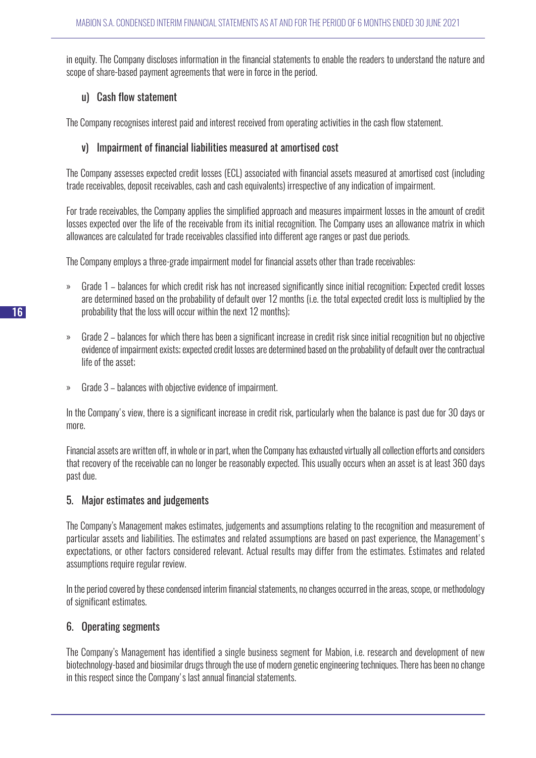in equity. The Company discloses information in the financial statements to enable the readers to understand the nature and scope of share-based payment agreements that were in force in the period.

### u) Cash flow statement

The Company recognises interest paid and interest received from operating activities in the cash flow statement.

### v) Impairment of financial liabilities measured at amortised cost

The Company assesses expected credit losses (ECL) associated with financial assets measured at amortised cost (including trade receivables, deposit receivables, cash and cash equivalents) irrespective of any indication of impairment.

For trade receivables, the Company applies the simplified approach and measures impairment losses in the amount of credit losses expected over the life of the receivable from its initial recognition. The Company uses an allowance matrix in which allowances are calculated for trade receivables classified into different age ranges or past due periods.

The Company employs a three-grade impairment model for financial assets other than trade receivables:

- Grade 1 – balances for which credit risk has not increased significantly since initial recognition; Expected credit losses are determined based on the probability of default over 12 months (i.e. the total expected credit loss is multiplied by the probability that the loss will occur within the next 12 months);
- Grade 2 – balances for which there has been a significant increase in credit risk since initial recognition but no objective evidence of impairment exists; expected credit losses are determined based on the probability of default over the contractual life of the asset;
- Grade 3 – balances with objective evidence of impairment.

In the Company's view, there is a significant increase in credit risk, particularly when the balance is past due for 30 days or more.

Financial assets are written off, in whole or in part, when the Company has exhausted virtually all collection efforts and considers that recovery of the receivable can no longer be reasonably expected. This usually occurs when an asset is at least 360 days past due.

## 5. Major estimates and judgements

The Company's Management makes estimates, judgements and assumptions relating to the recognition and measurement of particular assets and liabilities. The estimates and related assumptions are based on past experience, the Management's expectations, or other factors considered relevant. Actual results may differ from the estimates. Estimates and related assumptions require regular review.

In the period covered by these condensed interim financial statements, no changes occurred in the areas, scope, or methodology of significant estimates.

## 6. Operating segments

The Company's Management has identified a single business segment for Mabion, i.e. research and development of new biotechnology-based and biosimilar drugs through the use of modern genetic engineering techniques. There has been no change in this respect since the Company's last annual financial statements.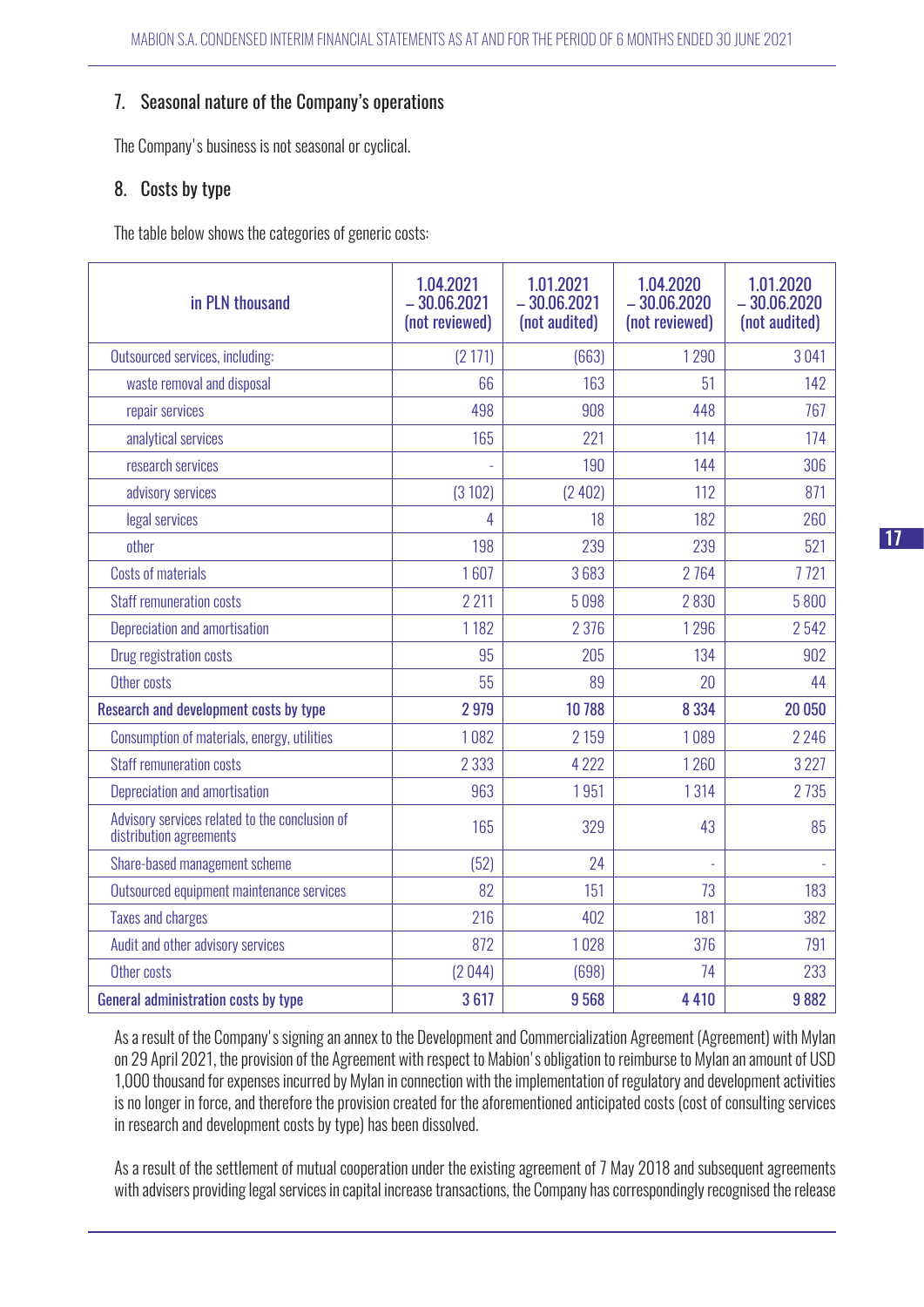## 7. Seasonal nature of the Company's operations

The Company's business is not seasonal or cyclical.

## 8. Costs by type

The table below shows the categories of generic costs:

| in PLN thousand | 1.04.2021 – 30.06.2021 (not reviewed) | 1.01.2021 – 30.06.2021 (not audited) | 1.04.2020 – 30.06.2020 (not reviewed) | 1.01.2020 – 30.06.2020 (not audited) |
|---|---|---|---|---|
| Outsourced services, including: | (2 171) | (663) | 1 290 | 3 041 |
| waste removal and disposal | 66 | 163 | 51 | 142 |
| repair services | 498 | 908 | 448 | 767 |
| analytical services | 165 | 221 | 114 | 174 |
| research services | - | 190 | 144 | 306 |
| advisory services | (3 102) | (2 402) | 112 | 871 |
| legal services | 4 | 18 | 182 | 260 |
| other | 198 | 239 | 239 | 521 |
| Costs of materials | 1 607 | 3 683 | 2 764 | 7 721 |
| Staff remuneration costs | 2 211 | 5 098 | 2 830 | 5 800 |
| Depreciation and amortisation | 1 182 | 2 376 | 1 296 | 2 542 |
| Drug registration costs | 95 | 205 | 134 | 902 |
| Other costs | 55 | 89 | 20 | 44 |
| **Research and development costs by type** | **2 979** | **10 788** | **8 334** | **20 050** |
| Consumption of materials, energy, utilities | 1 082 | 2 159 | 1 089 | 2 246 |
| Staff remuneration costs | 2 333 | 4 222 | 1 260 | 3 227 |
| Depreciation and amortisation | 963 | 1 951 | 1 314 | 2 735 |
| Advisory services related to the conclusion of distribution agreements | 165 | 329 | 43 | 85 |
| Share-based management scheme | (52) | 24 | - | - |
| Outsourced equipment maintenance services | 82 | 151 | 73 | 183 |
| Taxes and charges | 216 | 402 | 181 | 382 |
| Audit and other advisory services | 872 | 1 028 | 376 | 791 |
| Other costs | (2 044) | (698) | 74 | 233 |
| **General administration costs by type** | **3 617** | **9 568** | **4 410** | **9 882** |

As a result of the Company's signing an annex to the Development and Commercialization Agreement (Agreement) with Mylan on 29 April 2021, the provision of the Agreement with respect to Mabion's obligation to reimburse to Mylan an amount of USD 1,000 thousand for expenses incurred by Mylan in connection with the implementation of regulatory and development activities is no longer in force, and therefore the provision created for the aforementioned anticipated costs (cost of consulting services in research and development costs by type) has been dissolved.

As a result of the settlement of mutual cooperation under the existing agreement of 7 May 2018 and subsequent agreements with advisers providing legal services in capital increase transactions, the Company has correspondingly recognised the release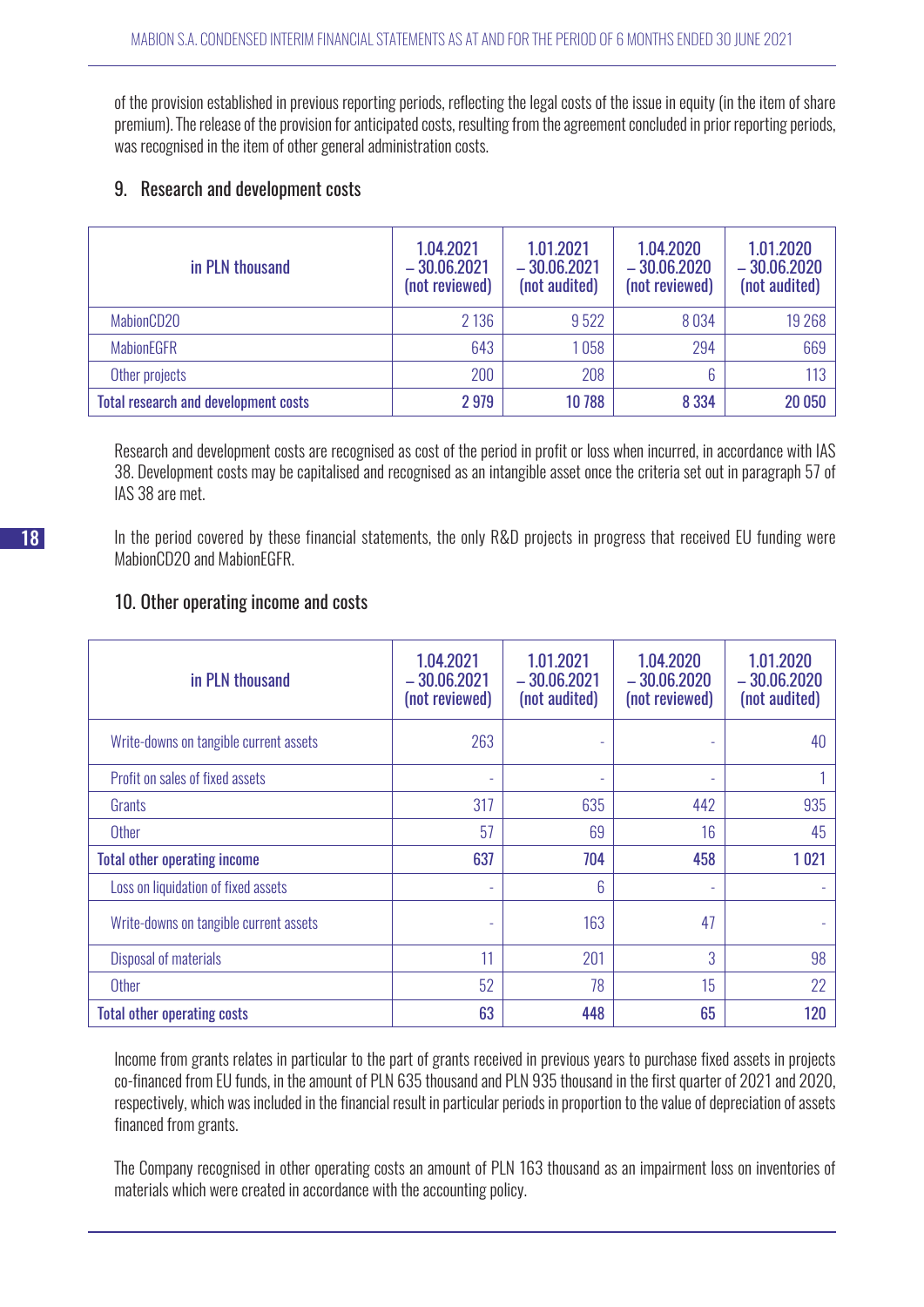of the provision established in previous reporting periods, reflecting the legal costs of the issue in equity (in the item of share premium). The release of the provision for anticipated costs, resulting from the agreement concluded in prior reporting periods, was recognised in the item of other general administration costs.

## 9. Research and development costs

| in PLN thousand | 1.04.2021 – 30.06.2021 (not reviewed) | 1.01.2021 – 30.06.2021 (not audited) | 1.04.2020 – 30.06.2020 (not reviewed) | 1.01.2020 – 30.06.2020 (not audited) |
|---|---|---|---|---|
| MabionCD20 | 2 136 | 9 522 | 8 034 | 19 268 |
| MabionEGFR | 643 | 1 058 | 294 | 669 |
| Other projects | 200 | 208 | 6 | 113 |
| **Total research and development costs** | **2 979** | **10 788** | **8 334** | **20 050** |

Research and development costs are recognised as cost of the period in profit or loss when incurred, in accordance with IAS 38. Development costs may be capitalised and recognised as an intangible asset once the criteria set out in paragraph 57 of IAS 38 are met.

In the period covered by these financial statements, the only R&D projects in progress that received EU funding were MabionCD20 and MabionEGFR.

## 10. Other operating income and costs

| in PLN thousand | 1.04.2021 – 30.06.2021 (not reviewed) | 1.01.2021 – 30.06.2021 (not audited) | 1.04.2020 – 30.06.2020 (not reviewed) | 1.01.2020 – 30.06.2020 (not audited) |
|---|---|---|---|---|
| Write-downs on tangible current assets | 263 | - | - | 40 |
| Profit on sales of fixed assets | - | - | - | 1 |
| Grants | 317 | 635 | 442 | 935 |
| Other | 57 | 69 | 16 | 45 |
| **Total other operating income** | **637** | **704** | **458** | **1 021** |
| Loss on liquidation of fixed assets | - | 6 | - | - |
| Write-downs on tangible current assets | - | 163 | 47 | - |
| Disposal of materials | 11 | 201 | 3 | 98 |
| Other | 52 | 78 | 15 | 22 |
| **Total other operating costs** | **63** | **448** | **65** | **120** |

Income from grants relates in particular to the part of grants received in previous years to purchase fixed assets in projects co-financed from EU funds, in the amount of PLN 635 thousand and PLN 935 thousand in the first quarter of 2021 and 2020, respectively, which was included in the financial result in particular periods in proportion to the value of depreciation of assets financed from grants.

The Company recognised in other operating costs an amount of PLN 163 thousand as an impairment loss on inventories of materials which were created in accordance with the accounting policy.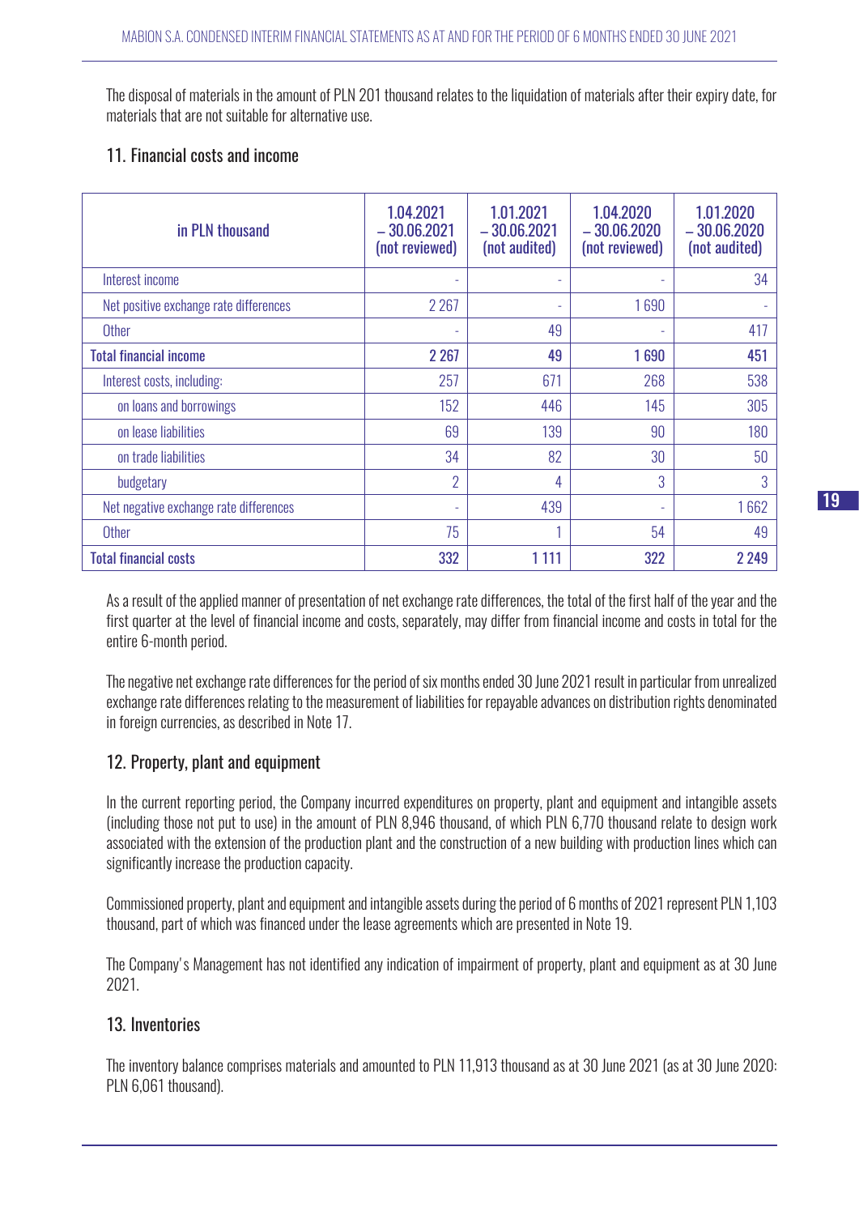The disposal of materials in the amount of PLN 201 thousand relates to the liquidation of materials after their expiry date, for materials that are not suitable for alternative use.

## 11. Financial costs and income

| in PLN thousand | 1.04.2021 – 30.06.2021 (not reviewed) | 1.01.2021 – 30.06.2021 (not audited) | 1.04.2020 – 30.06.2020 (not reviewed) | 1.01.2020 – 30.06.2020 (not audited) |
|---|---|---|---|---|
| Interest income | - | - | - | 34 |
| Net positive exchange rate differences | 2 267 | - | 1 690 | - |
| Other | - | 49 | - | 417 |
| **Total financial income** | **2 267** | **49** | **1 690** | **451** |
| Interest costs, including: | 257 | 671 | 268 | 538 |
| on loans and borrowings | 152 | 446 | 145 | 305 |
| on lease liabilities | 69 | 139 | 90 | 180 |
| on trade liabilities | 34 | 82 | 30 | 50 |
| budgetary | 2 | 4 | 3 | 3 |
| Net negative exchange rate differences | - | 439 | - | 1 662 |
| Other | 75 | 1 | 54 | 49 |
| **Total financial costs** | **332** | **1 111** | **322** | **2 249** |

As a result of the applied manner of presentation of net exchange rate differences, the total of the first half of the year and the first quarter at the level of financial income and costs, separately, may differ from financial income and costs in total for the entire 6-month period.

The negative net exchange rate differences for the period of six months ended 30 June 2021 result in particular from unrealized exchange rate differences relating to the measurement of liabilities for repayable advances on distribution rights denominated in foreign currencies, as described in Note 17.

## 12. Property, plant and equipment

In the current reporting period, the Company incurred expenditures on property, plant and equipment and intangible assets (including those not put to use) in the amount of PLN 8,946 thousand, of which PLN 6,770 thousand relate to design work associated with the extension of the production plant and the construction of a new building with production lines which can significantly increase the production capacity.

Commissioned property, plant and equipment and intangible assets during the period of 6 months of 2021 represent PLN 1,103 thousand, part of which was financed under the lease agreements which are presented in Note 19.

The Company's Management has not identified any indication of impairment of property, plant and equipment as at 30 June 2021.

## 13. Inventories

The inventory balance comprises materials and amounted to PLN 11,913 thousand as at 30 June 2021 (as at 30 June 2020: PLN 6,061 thousand).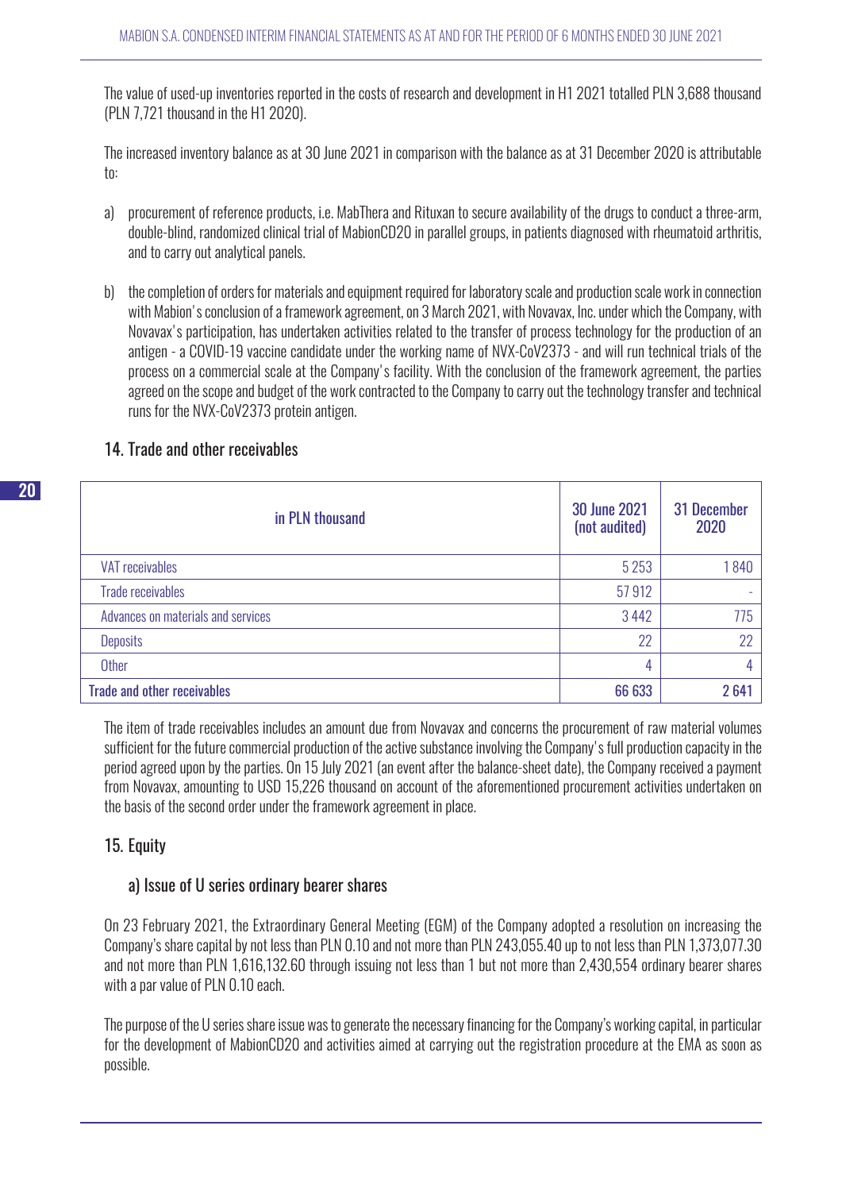The value of used-up inventories reported in the costs of research and development in H1 2021 totalled PLN 3,688 thousand (PLN 7,721 thousand in the H1 2020).

The increased inventory balance as at 30 June 2021 in comparison with the balance as at 31 December 2020 is attributable to:

a) procurement of reference products, i.e. MabThera and Rituxan to secure availability of the drugs to conduct a three-arm, double-blind, randomized clinical trial of MabionCD20 in parallel groups, in patients diagnosed with rheumatoid arthritis, and to carry out analytical panels.

b) the completion of orders for materials and equipment required for laboratory scale and production scale work in connection with Mabion's conclusion of a framework agreement, on 3 March 2021, with Novavax, Inc. under which the Company, with Novavax's participation, has undertaken activities related to the transfer of process technology for the production of an antigen - a COVID-19 vaccine candidate under the working name of NVX-CoV2373 - and will run technical trials of the process on a commercial scale at the Company's facility. With the conclusion of the framework agreement, the parties agreed on the scope and budget of the work contracted to the Company to carry out the technology transfer and technical runs for the NVX-CoV2373 protein antigen.

## 14. Trade and other receivables

| in PLN thousand | 30 June 2021 (not audited) | 31 December 2020 |
|---|---|---|
| VAT receivables | 5 253 | 1 840 |
| Trade receivables | 57 912 | - |
| Advances on materials and services | 3 442 | 775 |
| Deposits | 22 | 22 |
| Other | 4 | 4 |
| **Trade and other receivables** | **66 633** | **2 641** |

The item of trade receivables includes an amount due from Novavax and concerns the procurement of raw material volumes sufficient for the future commercial production of the active substance involving the Company's full production capacity in the period agreed upon by the parties. On 15 July 2021 (an event after the balance-sheet date), the Company received a payment from Novavax, amounting to USD 15,226 thousand on account of the aforementioned procurement activities undertaken on the basis of the second order under the framework agreement in place.

## 15. Equity

### a) Issue of U series ordinary bearer shares

On 23 February 2021, the Extraordinary General Meeting (EGM) of the Company adopted a resolution on increasing the Company's share capital by not less than PLN 0.10 and not more than PLN 243,055.40 up to not less than PLN 1,373,077.30 and not more than PLN 1,616,132.60 through issuing not less than 1 but not more than 2,430,554 ordinary bearer shares with a par value of PLN 0.10 each.

The purpose of the U series share issue was to generate the necessary financing for the Company's working capital, in particular for the development of MabionCD20 and activities aimed at carrying out the registration procedure at the EMA as soon as possible.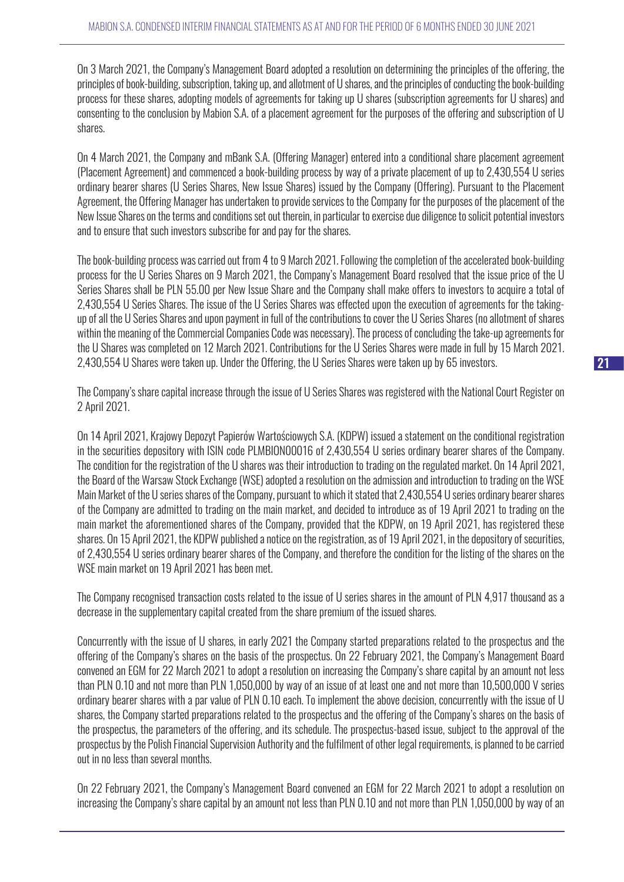On 3 March 2021, the Company's Management Board adopted a resolution on determining the principles of the offering, the principles of book-building, subscription, taking up, and allotment of U shares, and the principles of conducting the book-building process for these shares, adopting models of agreements for taking up U shares (subscription agreements for U shares) and consenting to the conclusion by Mabion S.A. of a placement agreement for the purposes of the offering and subscription of U shares.

On 4 March 2021, the Company and mBank S.A. (Offering Manager) entered into a conditional share placement agreement (Placement Agreement) and commenced a book-building process by way of a private placement of up to 2,430,554 U series ordinary bearer shares (U Series Shares, New Issue Shares) issued by the Company (Offering). Pursuant to the Placement Agreement, the Offering Manager has undertaken to provide services to the Company for the purposes of the placement of the New Issue Shares on the terms and conditions set out therein, in particular to exercise due diligence to solicit potential investors and to ensure that such investors subscribe for and pay for the shares.

The book-building process was carried out from 4 to 9 March 2021. Following the completion of the accelerated book-building process for the U Series Shares on 9 March 2021, the Company's Management Board resolved that the issue price of the U Series Shares shall be PLN 55.00 per New Issue Share and the Company shall make offers to investors to acquire a total of 2,430,554 U Series Shares. The issue of the U Series Shares was effected upon the execution of agreements for the taking-up of all the U Series Shares and upon payment in full of the contributions to cover the U Series Shares (no allotment of shares within the meaning of the Commercial Companies Code was necessary). The process of concluding the take-up agreements for the U Shares was completed on 12 March 2021. Contributions for the U Series Shares were made in full by 15 March 2021. 2,430,554 U Shares were taken up. Under the Offering, the U Series Shares were taken up by 65 investors.

The Company's share capital increase through the issue of U Series Shares was registered with the National Court Register on 2 April 2021.

On 14 April 2021, Krajowy Depozyt Papierów Wartościowych S.A. (KDPW) issued a statement on the conditional registration in the securities depository with ISIN code PLMBION00016 of 2,430,554 U series ordinary bearer shares of the Company. The condition for the registration of the U shares was their introduction to trading on the regulated market. On 14 April 2021, the Board of the Warsaw Stock Exchange (WSE) adopted a resolution on the admission and introduction to trading on the WSE Main Market of the U series shares of the Company, pursuant to which it stated that 2,430,554 U series ordinary bearer shares of the Company are admitted to trading on the main market, and decided to introduce as of 19 April 2021 to trading on the main market the aforementioned shares of the Company, provided that the KDPW, on 19 April 2021, has registered these shares. On 15 April 2021, the KDPW published a notice on the registration, as of 19 April 2021, in the depository of securities, of 2,430,554 U series ordinary bearer shares of the Company, and therefore the condition for the listing of the shares on the WSE main market on 19 April 2021 has been met.

The Company recognised transaction costs related to the issue of U series shares in the amount of PLN 4,917 thousand as a decrease in the supplementary capital created from the share premium of the issued shares.

Concurrently with the issue of U shares, in early 2021 the Company started preparations related to the prospectus and the offering of the Company's shares on the basis of the prospectus. On 22 February 2021, the Company's Management Board convened an EGM for 22 March 2021 to adopt a resolution on increasing the Company's share capital by an amount not less than PLN 0.10 and not more than PLN 1,050,000 by way of an issue of at least one and not more than 10,500,000 V series ordinary bearer shares with a par value of PLN 0.10 each. To implement the above decision, concurrently with the issue of U shares, the Company started preparations related to the prospectus and the offering of the Company's shares on the basis of the prospectus, the parameters of the offering, and its schedule. The prospectus-based issue, subject to the approval of the prospectus by the Polish Financial Supervision Authority and the fulfilment of other legal requirements, is planned to be carried out in no less than several months.

On 22 February 2021, the Company's Management Board convened an EGM for 22 March 2021 to adopt a resolution on increasing the Company's share capital by an amount not less than PLN 0.10 and not more than PLN 1,050,000 by way of an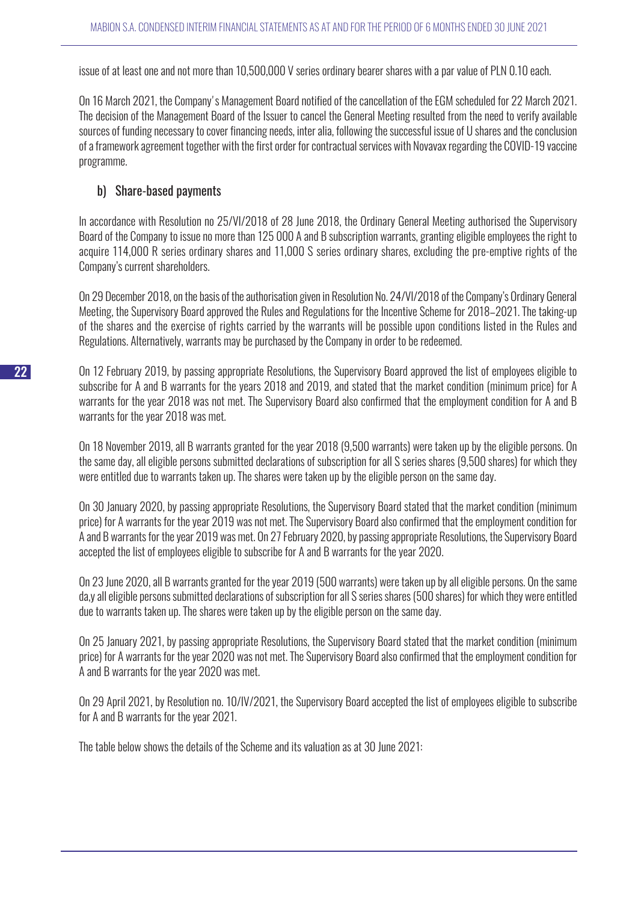issue of at least one and not more than 10,500,000 V series ordinary bearer shares with a par value of PLN 0.10 each.

On 16 March 2021, the Company's Management Board notified of the cancellation of the EGM scheduled for 22 March 2021. The decision of the Management Board of the Issuer to cancel the General Meeting resulted from the need to verify available sources of funding necessary to cover financing needs, inter alia, following the successful issue of U shares and the conclusion of a framework agreement together with the first order for contractual services with Novavax regarding the COVID-19 vaccine programme.

### b) Share-based payments

In accordance with Resolution no 25/VI/2018 of 28 June 2018, the Ordinary General Meeting authorised the Supervisory Board of the Company to issue no more than 125 000 A and B subscription warrants, granting eligible employees the right to acquire 114,000 R series ordinary shares and 11,000 S series ordinary shares, excluding the pre-emptive rights of the Company's current shareholders.

On 29 December 2018, on the basis of the authorisation given in Resolution No. 24/VI/2018 of the Company's Ordinary General Meeting, the Supervisory Board approved the Rules and Regulations for the Incentive Scheme for 2018–2021. The taking-up of the shares and the exercise of rights carried by the warrants will be possible upon conditions listed in the Rules and Regulations. Alternatively, warrants may be purchased by the Company in order to be redeemed.

On 12 February 2019, by passing appropriate Resolutions, the Supervisory Board approved the list of employees eligible to subscribe for A and B warrants for the years 2018 and 2019, and stated that the market condition (minimum price) for A warrants for the year 2018 was not met. The Supervisory Board also confirmed that the employment condition for A and B warrants for the year 2018 was met.

On 18 November 2019, all B warrants granted for the year 2018 (9,500 warrants) were taken up by the eligible persons. On the same day, all eligible persons submitted declarations of subscription for all S series shares (9,500 shares) for which they were entitled due to warrants taken up. The shares were taken up by the eligible person on the same day.

On 30 January 2020, by passing appropriate Resolutions, the Supervisory Board stated that the market condition (minimum price) for A warrants for the year 2019 was not met. The Supervisory Board also confirmed that the employment condition for A and B warrants for the year 2019 was met. On 27 February 2020, by passing appropriate Resolutions, the Supervisory Board accepted the list of employees eligible to subscribe for A and B warrants for the year 2020.

On 23 June 2020, all B warrants granted for the year 2019 (500 warrants) were taken up by all eligible persons. On the same da,y all eligible persons submitted declarations of subscription for all S series shares (500 shares) for which they were entitled due to warrants taken up. The shares were taken up by the eligible person on the same day.

On 25 January 2021, by passing appropriate Resolutions, the Supervisory Board stated that the market condition (minimum price) for A warrants for the year 2020 was not met. The Supervisory Board also confirmed that the employment condition for A and B warrants for the year 2020 was met.

On 29 April 2021, by Resolution no. 10/IV/2021, the Supervisory Board accepted the list of employees eligible to subscribe for A and B warrants for the year 2021.

The table below shows the details of the Scheme and its valuation as at 30 June 2021: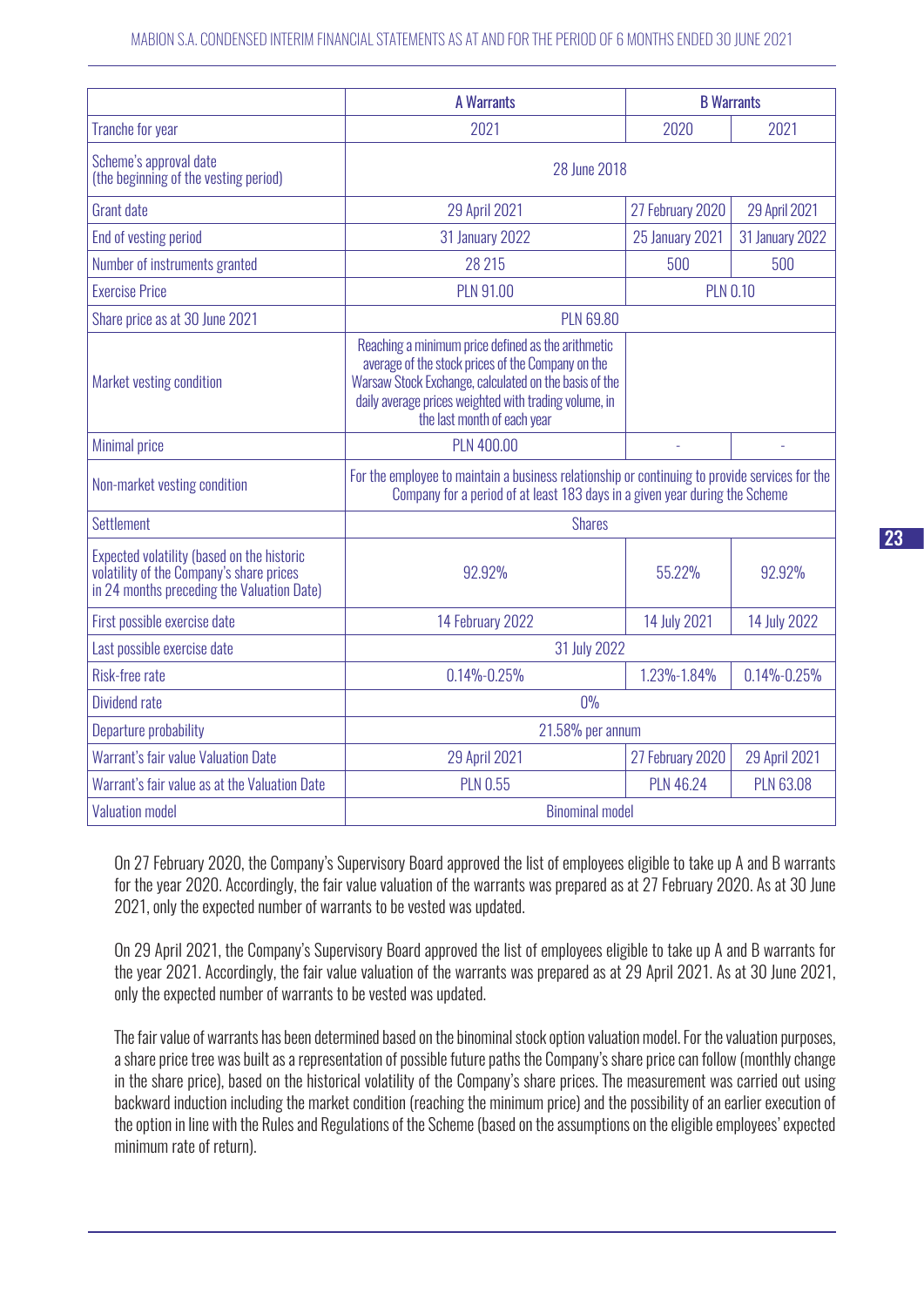| | A Warrants | B Warrants | |
|---|---|---|---|
| Tranche for year | 2021 | 2020 | 2021 |
| Scheme's approval date (the beginning of the vesting period) | 28 June 2018 | | |
| Grant date | 29 April 2021 | 27 February 2020 | 29 April 2021 |
| End of vesting period | 31 January 2022 | 25 January 2021 | 31 January 2022 |
| Number of instruments granted | 28 215 | 500 | 500 |
| Exercise Price | PLN 91.00 | PLN 0.10 | |
| Share price as at 30 June 2021 | PLN 69.80 | | |
| Market vesting condition | Reaching a minimum price defined as the arithmetic average of the stock prices of the Company on the Warsaw Stock Exchange, calculated on the basis of the daily average prices weighted with trading volume, in the last month of each year | | |
| Minimal price | PLN 400.00 | - | - |
| Non-market vesting condition | For the employee to maintain a business relationship or continuing to provide services for the Company for a period of at least 183 days in a given year during the Scheme | | |
| Settlement | Shares | | |
| Expected volatility (based on the historic volatility of the Company's share prices in 24 months preceding the Valuation Date) | 92.92% | 55.22% | 92.92% |
| First possible exercise date | 14 February 2022 | 14 July 2021 | 14 July 2022 |
| Last possible exercise date | 31 July 2022 | | |
| Risk-free rate | 0.14%-0.25% | 1.23%-1.84% | 0.14%-0.25% |
| Dividend rate | 0% | | |
| Departure probability | 21.58% per annum | | |
| Warrant's fair value Valuation Date | 29 April 2021 | 27 February 2020 | 29 April 2021 |
| Warrant's fair value as at the Valuation Date | PLN 0.55 | PLN 46.24 | PLN 63.08 |
| Valuation model | Binominal model | | |

On 27 February 2020, the Company's Supervisory Board approved the list of employees eligible to take up A and B warrants for the year 2020. Accordingly, the fair value valuation of the warrants was prepared as at 27 February 2020. As at 30 June 2021, only the expected number of warrants to be vested was updated.

On 29 April 2021, the Company's Supervisory Board approved the list of employees eligible to take up A and B warrants for the year 2021. Accordingly, the fair value valuation of the warrants was prepared as at 29 April 2021. As at 30 June 2021, only the expected number of warrants to be vested was updated.

The fair value of warrants has been determined based on the binominal stock option valuation model. For the valuation purposes, a share price tree was built as a representation of possible future paths the Company's share price can follow (monthly change in the share price), based on the historical volatility of the Company's share prices. The measurement was carried out using backward induction including the market condition (reaching the minimum price) and the possibility of an earlier execution of the option in line with the Rules and Regulations of the Scheme (based on the assumptions on the eligible employees' expected minimum rate of return).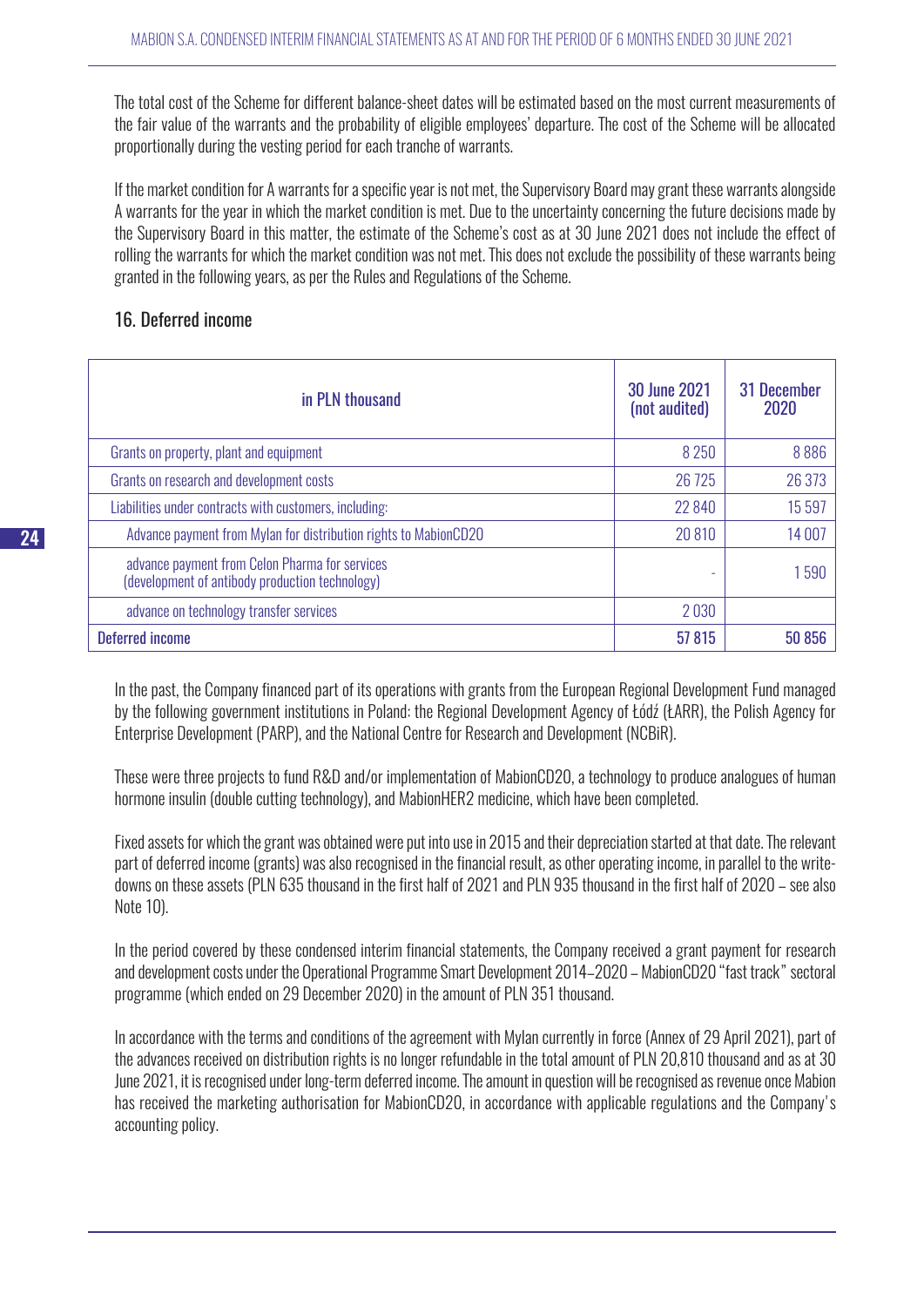The total cost of the Scheme for different balance-sheet dates will be estimated based on the most current measurements of the fair value of the warrants and the probability of eligible employees' departure. The cost of the Scheme will be allocated proportionally during the vesting period for each tranche of warrants.

If the market condition for A warrants for a specific year is not met, the Supervisory Board may grant these warrants alongside A warrants for the year in which the market condition is met. Due to the uncertainty concerning the future decisions made by the Supervisory Board in this matter, the estimate of the Scheme's cost as at 30 June 2021 does not include the effect of rolling the warrants for which the market condition was not met. This does not exclude the possibility of these warrants being granted in the following years, as per the Rules and Regulations of the Scheme.

## 16. Deferred income

| in PLN thousand | 30 June 2021 (not audited) | 31 December 2020 |
|---|---|---|
| Grants on property, plant and equipment | 8 250 | 8 886 |
| Grants on research and development costs | 26 725 | 26 373 |
| Liabilities under contracts with customers, including: | 22 840 | 15 597 |
| Advance payment from Mylan for distribution rights to MabionCD20 | 20 810 | 14 007 |
| advance payment from Celon Pharma for services (development of antibody production technology) | - | 1 590 |
| advance on technology transfer services | 2 030 | |
| Deferred income | 57 815 | 50 856 |

In the past, the Company financed part of its operations with grants from the European Regional Development Fund managed by the following government institutions in Poland: the Regional Development Agency of Łódź (ŁARR), the Polish Agency for Enterprise Development (PARP), and the National Centre for Research and Development (NCBiR).

These were three projects to fund R&D and/or implementation of MabionCD20, a technology to produce analogues of human hormone insulin (double cutting technology), and MabionHER2 medicine, which have been completed.

Fixed assets for which the grant was obtained were put into use in 2015 and their depreciation started at that date. The relevant part of deferred income (grants) was also recognised in the financial result, as other operating income, in parallel to the write-downs on these assets (PLN 635 thousand in the first half of 2021 and PLN 935 thousand in the first half of 2020 – see also Note 10).

In the period covered by these condensed interim financial statements, the Company received a grant payment for research and development costs under the Operational Programme Smart Development 2014–2020 – MabionCD20 "fast track" sectoral programme (which ended on 29 December 2020) in the amount of PLN 351 thousand.

In accordance with the terms and conditions of the agreement with Mylan currently in force (Annex of 29 April 2021), part of the advances received on distribution rights is no longer refundable in the total amount of PLN 20,810 thousand and as at 30 June 2021, it is recognised under long-term deferred income. The amount in question will be recognised as revenue once Mabion has received the marketing authorisation for MabionCD20, in accordance with applicable regulations and the Company's accounting policy.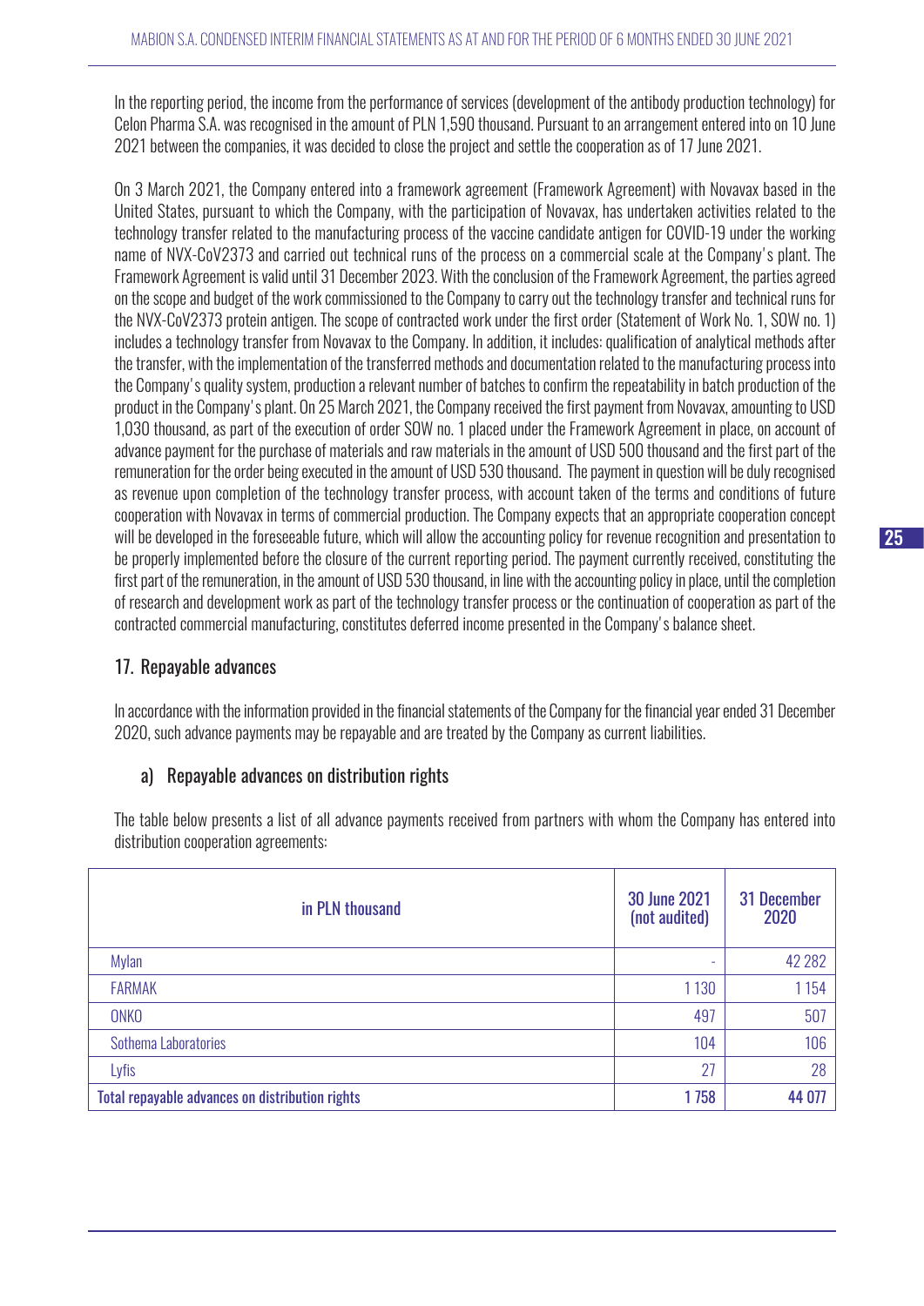In the reporting period, the income from the performance of services (development of the antibody production technology) for Celon Pharma S.A. was recognised in the amount of PLN 1,590 thousand. Pursuant to an arrangement entered into on 10 June 2021 between the companies, it was decided to close the project and settle the cooperation as of 17 June 2021.

On 3 March 2021, the Company entered into a framework agreement (Framework Agreement) with Novavax based in the United States, pursuant to which the Company, with the participation of Novavax, has undertaken activities related to the technology transfer related to the manufacturing process of the vaccine candidate antigen for COVID-19 under the working name of NVX-CoV2373 and carried out technical runs of the process on a commercial scale at the Company's plant. The Framework Agreement is valid until 31 December 2023. With the conclusion of the Framework Agreement, the parties agreed on the scope and budget of the work commissioned to the Company to carry out the technology transfer and technical runs for the NVX-CoV2373 protein antigen. The scope of contracted work under the first order (Statement of Work No. 1, SOW no. 1) includes a technology transfer from Novavax to the Company. In addition, it includes: qualification of analytical methods after the transfer, with the implementation of the transferred methods and documentation related to the manufacturing process into the Company's quality system, production a relevant number of batches to confirm the repeatability in batch production of the product in the Company's plant. On 25 March 2021, the Company received the first payment from Novavax, amounting to USD 1,030 thousand, as part of the execution of order SOW no. 1 placed under the Framework Agreement in place, on account of advance payment for the purchase of materials and raw materials in the amount of USD 500 thousand and the first part of the remuneration for the order being executed in the amount of USD 530 thousand. The payment in question will be duly recognised as revenue upon completion of the technology transfer process, with account taken of the terms and conditions of future cooperation with Novavax in terms of commercial production. The Company expects that an appropriate cooperation concept will be developed in the foreseeable future, which will allow the accounting policy for revenue recognition and presentation to be properly implemented before the closure of the current reporting period. The payment currently received, constituting the first part of the remuneration, in the amount of USD 530 thousand, in line with the accounting policy in place, until the completion of research and development work as part of the technology transfer process or the continuation of cooperation as part of the contracted commercial manufacturing, constitutes deferred income presented in the Company's balance sheet.

## 17. Repayable advances

In accordance with the information provided in the financial statements of the Company for the financial year ended 31 December 2020, such advance payments may be repayable and are treated by the Company as current liabilities.

### a) Repayable advances on distribution rights

The table below presents a list of all advance payments received from partners with whom the Company has entered into distribution cooperation agreements:

| in PLN thousand | 30 June 2021 (not audited) | 31 December 2020 |
|---|---|---|
| Mylan | - | 42 282 |
| FARMAK | 1 130 | 1 154 |
| ONKO | 497 | 507 |
| Sothema Laboratories | 104 | 106 |
| Lyfis | 27 | 28 |
| **Total repayable advances on distribution rights** | **1 758** | **44 077** |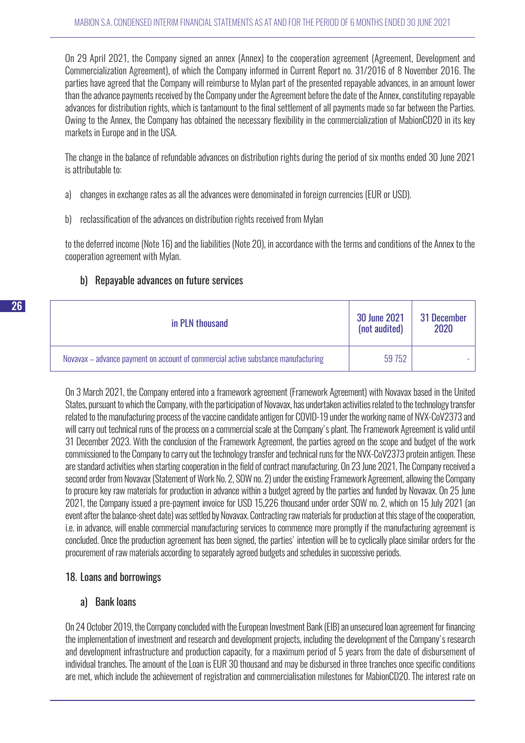On 29 April 2021, the Company signed an annex (Annex) to the cooperation agreement (Agreement, Development and Commercialization Agreement), of which the Company informed in Current Report no. 31/2016 of 8 November 2016. The parties have agreed that the Company will reimburse to Mylan part of the presented repayable advances, in an amount lower than the advance payments received by the Company under the Agreement before the date of the Annex, constituting repayable advances for distribution rights, which is tantamount to the final settlement of all payments made so far between the Parties. Owing to the Annex, the Company has obtained the necessary flexibility in the commercialization of MabionCD20 in its key markets in Europe and in the USA.

The change in the balance of refundable advances on distribution rights during the period of six months ended 30 June 2021 is attributable to:

a) changes in exchange rates as all the advances were denominated in foreign currencies (EUR or USD).

b) reclassification of the advances on distribution rights received from Mylan

to the deferred income (Note 16) and the liabilities (Note 20), in accordance with the terms and conditions of the Annex to the cooperation agreement with Mylan.

### b) Repayable advances on future services

| in PLN thousand | 30 June 2021 (not audited) | 31 December 2020 |
|---|---|---|
| Novavax – advance payment on account of commercial active substance manufacturing | 59 752 | - |

On 3 March 2021, the Company entered into a framework agreement (Framework Agreement) with Novavax based in the United States, pursuant to which the Company, with the participation of Novavax, has undertaken activities related to the technology transfer related to the manufacturing process of the vaccine candidate antigen for COVID-19 under the working name of NVX-CoV2373 and will carry out technical runs of the process on a commercial scale at the Company's plant. The Framework Agreement is valid until 31 December 2023. With the conclusion of the Framework Agreement, the parties agreed on the scope and budget of the work commissioned to the Company to carry out the technology transfer and technical runs for the NVX-CoV2373 protein antigen. These are standard activities when starting cooperation in the field of contract manufacturing. On 23 June 2021, The Company received a second order from Novavax (Statement of Work No. 2, SOW no. 2) under the existing Framework Agreement, allowing the Company to procure key raw materials for production in advance within a budget agreed by the parties and funded by Novavax. On 25 June 2021, the Company issued a pre-payment invoice for USD 15,226 thousand under order SOW no. 2, which on 15 July 2021 (an event after the balance-sheet date) was settled by Novavax. Contracting raw materials for production at this stage of the cooperation, i.e. in advance, will enable commercial manufacturing services to commence more promptly if the manufacturing agreement is concluded. Once the production agreement has been signed, the parties' intention will be to cyclically place similar orders for the procurement of raw materials according to separately agreed budgets and schedules in successive periods.

## 18. Loans and borrowings

### a) Bank loans

On 24 October 2019, the Company concluded with the European Investment Bank (EIB) an unsecured loan agreement for financing the implementation of investment and research and development projects, including the development of the Company's research and development infrastructure and production capacity, for a maximum period of 5 years from the date of disbursement of individual tranches. The amount of the Loan is EUR 30 thousand and may be disbursed in three tranches once specific conditions are met, which include the achievement of registration and commercialisation milestones for MabionCD20. The interest rate on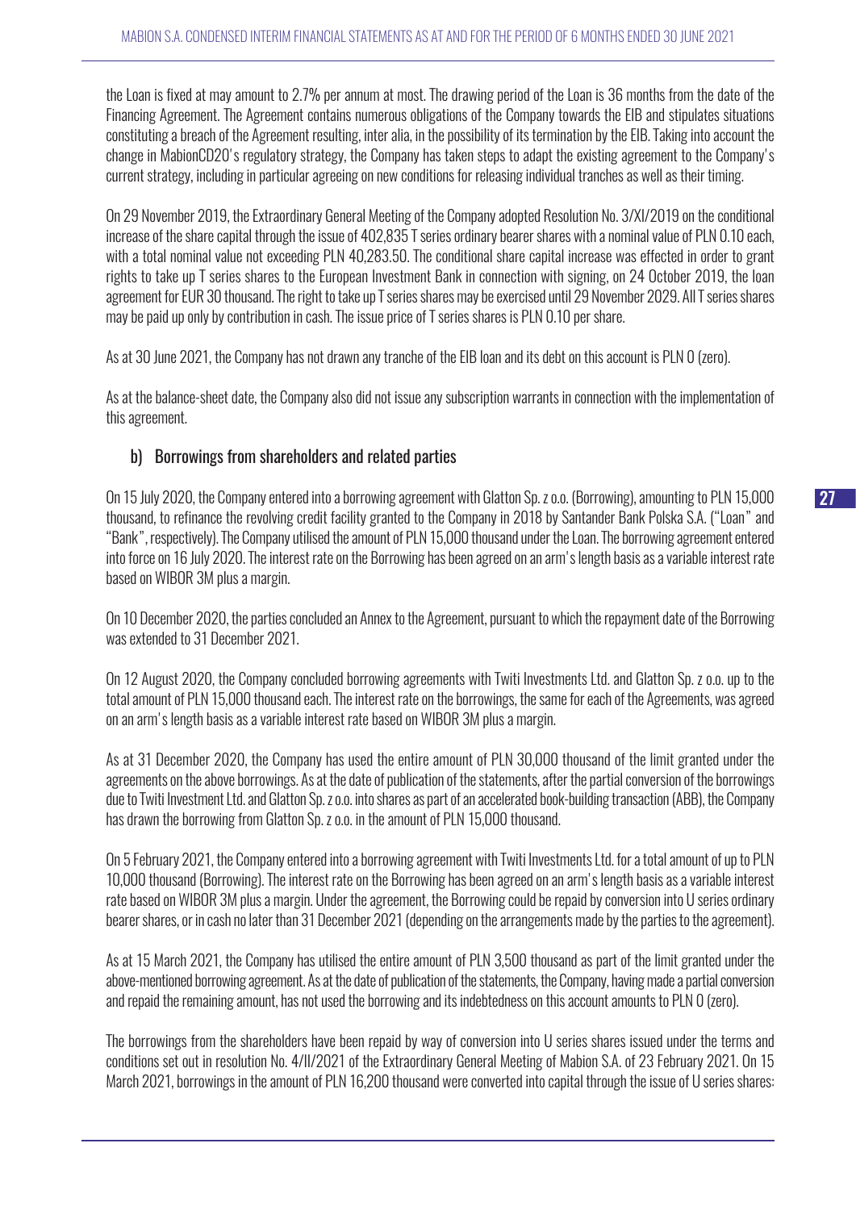the Loan is fixed at may amount to 2.7% per annum at most. The drawing period of the Loan is 36 months from the date of the Financing Agreement. The Agreement contains numerous obligations of the Company towards the EIB and stipulates situations constituting a breach of the Agreement resulting, inter alia, in the possibility of its termination by the EIB. Taking into account the change in MabionCD20's regulatory strategy, the Company has taken steps to adapt the existing agreement to the Company's current strategy, including in particular agreeing on new conditions for releasing individual tranches as well as their timing.

On 29 November 2019, the Extraordinary General Meeting of the Company adopted Resolution No. 3/XI/2019 on the conditional increase of the share capital through the issue of 402,835 T series ordinary bearer shares with a nominal value of PLN 0.10 each, with a total nominal value not exceeding PLN 40,283.50. The conditional share capital increase was effected in order to grant rights to take up T series shares to the European Investment Bank in connection with signing, on 24 October 2019, the loan agreement for EUR 30 thousand. The right to take up T series shares may be exercised until 29 November 2029. All T series shares may be paid up only by contribution in cash. The issue price of T series shares is PLN 0.10 per share.

As at 30 June 2021, the Company has not drawn any tranche of the EIB loan and its debt on this account is PLN 0 (zero).

As at the balance-sheet date, the Company also did not issue any subscription warrants in connection with the implementation of this agreement.

### b) Borrowings from shareholders and related parties

On 15 July 2020, the Company entered into a borrowing agreement with Glatton Sp. z o.o. (Borrowing), amounting to PLN 15,000 thousand, to refinance the revolving credit facility granted to the Company in 2018 by Santander Bank Polska S.A. ("Loan" and "Bank", respectively). The Company utilised the amount of PLN 15,000 thousand under the Loan. The borrowing agreement entered into force on 16 July 2020. The interest rate on the Borrowing has been agreed on an arm's length basis as a variable interest rate based on WIBOR 3M plus a margin.

On 10 December 2020, the parties concluded an Annex to the Agreement, pursuant to which the repayment date of the Borrowing was extended to 31 December 2021.

On 12 August 2020, the Company concluded borrowing agreements with Twiti Investments Ltd. and Glatton Sp. z o.o. up to the total amount of PLN 15,000 thousand each. The interest rate on the borrowings, the same for each of the Agreements, was agreed on an arm's length basis as a variable interest rate based on WIBOR 3M plus a margin.

As at 31 December 2020, the Company has used the entire amount of PLN 30,000 thousand of the limit granted under the agreements on the above borrowings. As at the date of publication of the statements, after the partial conversion of the borrowings due to Twiti Investment Ltd. and Glatton Sp. z o.o. into shares as part of an accelerated book-building transaction (ABB), the Company has drawn the borrowing from Glatton Sp. z o.o. in the amount of PLN 15,000 thousand.

On 5 February 2021, the Company entered into a borrowing agreement with Twiti Investments Ltd. for a total amount of up to PLN 10,000 thousand (Borrowing). The interest rate on the Borrowing has been agreed on an arm's length basis as a variable interest rate based on WIBOR 3M plus a margin. Under the agreement, the Borrowing could be repaid by conversion into U series ordinary bearer shares, or in cash no later than 31 December 2021 (depending on the arrangements made by the parties to the agreement).

As at 15 March 2021, the Company has utilised the entire amount of PLN 3,500 thousand as part of the limit granted under the above-mentioned borrowing agreement. As at the date of publication of the statements, the Company, having made a partial conversion and repaid the remaining amount, has not used the borrowing and its indebtedness on this account amounts to PLN 0 (zero).

The borrowings from the shareholders have been repaid by way of conversion into U series shares issued under the terms and conditions set out in resolution No. 4/II/2021 of the Extraordinary General Meeting of Mabion S.A. of 23 February 2021. On 15 March 2021, borrowings in the amount of PLN 16,200 thousand were converted into capital through the issue of U series shares: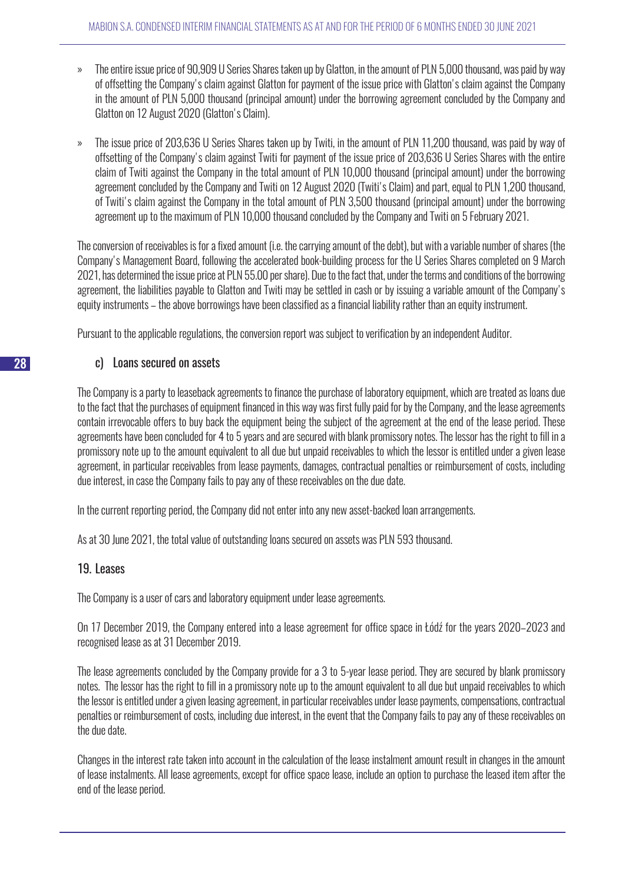- The entire issue price of 90,909 U Series Shares taken up by Glatton, in the amount of PLN 5,000 thousand, was paid by way of offsetting the Company's claim against Glatton for payment of the issue price with Glatton's claim against the Company in the amount of PLN 5,000 thousand (principal amount) under the borrowing agreement concluded by the Company and Glatton on 12 August 2020 (Glatton's Claim).
- The issue price of 203,636 U Series Shares taken up by Twiti, in the amount of PLN 11,200 thousand, was paid by way of offsetting of the Company's claim against Twiti for payment of the issue price of 203,636 U Series Shares with the entire claim of Twiti against the Company in the total amount of PLN 10,000 thousand (principal amount) under the borrowing agreement concluded by the Company and Twiti on 12 August 2020 (Twiti's Claim) and part, equal to PLN 1,200 thousand, of Twiti's claim against the Company in the total amount of PLN 3,500 thousand (principal amount) under the borrowing agreement up to the maximum of PLN 10,000 thousand concluded by the Company and Twiti on 5 February 2021.

The conversion of receivables is for a fixed amount (i.e. the carrying amount of the debt), but with a variable number of shares (the Company's Management Board, following the accelerated book-building process for the U Series Shares completed on 9 March 2021, has determined the issue price at PLN 55.00 per share). Due to the fact that, under the terms and conditions of the borrowing agreement, the liabilities payable to Glatton and Twiti may be settled in cash or by issuing a variable amount of the Company's equity instruments – the above borrowings have been classified as a financial liability rather than an equity instrument.

Pursuant to the applicable regulations, the conversion report was subject to verification by an independent Auditor.

### c) Loans secured on assets

The Company is a party to leaseback agreements to finance the purchase of laboratory equipment, which are treated as loans due to the fact that the purchases of equipment financed in this way was first fully paid for by the Company, and the lease agreements contain irrevocable offers to buy back the equipment being the subject of the agreement at the end of the lease period. These agreements have been concluded for 4 to 5 years and are secured with blank promissory notes. The lessor has the right to fill in a promissory note up to the amount equivalent to all due but unpaid receivables to which the lessor is entitled under a given lease agreement, in particular receivables from lease payments, damages, contractual penalties or reimbursement of costs, including due interest, in case the Company fails to pay any of these receivables on the due date.

In the current reporting period, the Company did not enter into any new asset-backed loan arrangements.

As at 30 June 2021, the total value of outstanding loans secured on assets was PLN 593 thousand.

## 19. Leases

The Company is a user of cars and laboratory equipment under lease agreements.

On 17 December 2019, the Company entered into a lease agreement for office space in Łódź for the years 2020–2023 and recognised lease as at 31 December 2019.

The lease agreements concluded by the Company provide for a 3 to 5-year lease period. They are secured by blank promissory notes. The lessor has the right to fill in a promissory note up to the amount equivalent to all due but unpaid receivables to which the lessor is entitled under a given leasing agreement, in particular receivables under lease payments, compensations, contractual penalties or reimbursement of costs, including due interest, in the event that the Company fails to pay any of these receivables on the due date.

Changes in the interest rate taken into account in the calculation of the lease instalment amount result in changes in the amount of lease instalments. All lease agreements, except for office space lease, include an option to purchase the leased item after the end of the lease period.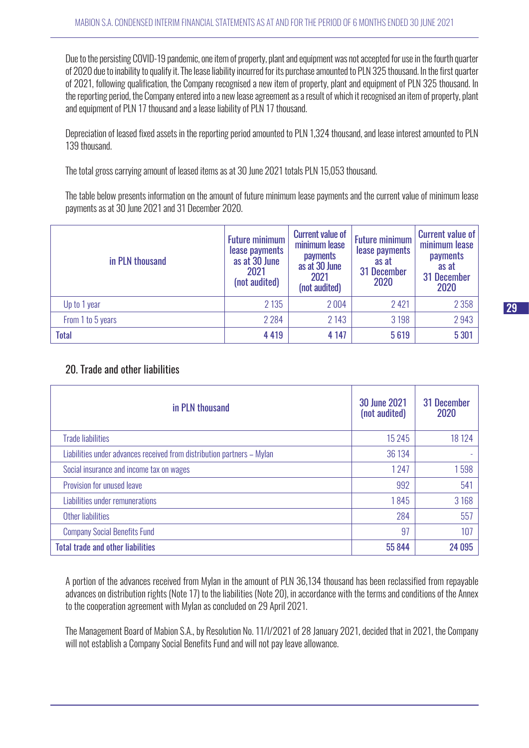Due to the persisting COVID-19 pandemic, one item of property, plant and equipment was not accepted for use in the fourth quarter of 2020 due to inability to qualify it. The lease liability incurred for its purchase amounted to PLN 325 thousand. In the first quarter of 2021, following qualification, the Company recognised a new item of property, plant and equipment of PLN 325 thousand. In the reporting period, the Company entered into a new lease agreement as a result of which it recognised an item of property, plant and equipment of PLN 17 thousand and a lease liability of PLN 17 thousand.

Depreciation of leased fixed assets in the reporting period amounted to PLN 1,324 thousand, and lease interest amounted to PLN 139 thousand.

The total gross carrying amount of leased items as at 30 June 2021 totals PLN 15,053 thousand.

The table below presents information on the amount of future minimum lease payments and the current value of minimum lease payments as at 30 June 2021 and 31 December 2020.

| in PLN thousand | Future minimum lease payments as at 30 June 2021 (not audited) | Current value of minimum lease payments as at 30 June 2021 (not audited) | Future minimum lease payments as at 31 December 2020 | Current value of minimum lease payments as at 31 December 2020 |
|---|---|---|---|---|
| Up to 1 year | 2 135 | 2 004 | 2 421 | 2 358 |
| From 1 to 5 years | 2 284 | 2 143 | 3 198 | 2 943 |
| **Total** | **4 419** | **4 147** | **5 619** | **5 301** |

## 20. Trade and other liabilities

| in PLN thousand | 30 June 2021 (not audited) | 31 December 2020 |
|---|---|---|
| Trade liabilities | 15 245 | 18 124 |
| Liabilities under advances received from distribution partners – Mylan | 36 134 | - |
| Social insurance and income tax on wages | 1 247 | 1 598 |
| Provision for unused leave | 992 | 541 |
| Liabilities under remunerations | 1 845 | 3 168 |
| Other liabilities | 284 | 557 |
| Company Social Benefits Fund | 97 | 107 |
| **Total trade and other liabilities** | **55 844** | **24 095** |

A portion of the advances received from Mylan in the amount of PLN 36,134 thousand has been reclassified from repayable advances on distribution rights (Note 17) to the liabilities (Note 20), in accordance with the terms and conditions of the Annex to the cooperation agreement with Mylan as concluded on 29 April 2021.

The Management Board of Mabion S.A., by Resolution No. 11/I/2021 of 28 January 2021, decided that in 2021, the Company will not establish a Company Social Benefits Fund and will not pay leave allowance.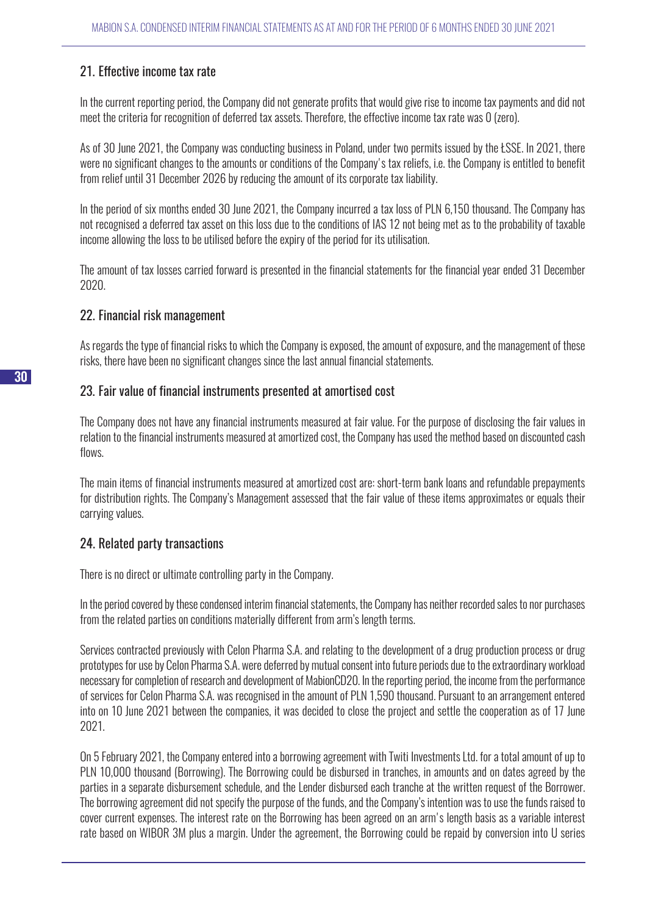## 21. Effective income tax rate

In the current reporting period, the Company did not generate profits that would give rise to income tax payments and did not meet the criteria for recognition of deferred tax assets. Therefore, the effective income tax rate was 0 (zero).

As of 30 June 2021, the Company was conducting business in Poland, under two permits issued by the ŁSSE. In 2021, there were no significant changes to the amounts or conditions of the Company's tax reliefs, i.e. the Company is entitled to benefit from relief until 31 December 2026 by reducing the amount of its corporate tax liability.

In the period of six months ended 30 June 2021, the Company incurred a tax loss of PLN 6,150 thousand. The Company has not recognised a deferred tax asset on this loss due to the conditions of IAS 12 not being met as to the probability of taxable income allowing the loss to be utilised before the expiry of the period for its utilisation.

The amount of tax losses carried forward is presented in the financial statements for the financial year ended 31 December 2020.

## 22. Financial risk management

As regards the type of financial risks to which the Company is exposed, the amount of exposure, and the management of these risks, there have been no significant changes since the last annual financial statements.

## 23. Fair value of financial instruments presented at amortised cost

The Company does not have any financial instruments measured at fair value. For the purpose of disclosing the fair values in relation to the financial instruments measured at amortized cost, the Company has used the method based on discounted cash flows.

The main items of financial instruments measured at amortized cost are: short-term bank loans and refundable prepayments for distribution rights. The Company's Management assessed that the fair value of these items approximates or equals their carrying values.

## 24. Related party transactions

There is no direct or ultimate controlling party in the Company.

In the period covered by these condensed interim financial statements, the Company has neither recorded sales to nor purchases from the related parties on conditions materially different from arm's length terms.

Services contracted previously with Celon Pharma S.A. and relating to the development of a drug production process or drug prototypes for use by Celon Pharma S.A. were deferred by mutual consent into future periods due to the extraordinary workload necessary for completion of research and development of MabionCD20. In the reporting period, the income from the performance of services for Celon Pharma S.A. was recognised in the amount of PLN 1,590 thousand. Pursuant to an arrangement entered into on 10 June 2021 between the companies, it was decided to close the project and settle the cooperation as of 17 June 2021.

On 5 February 2021, the Company entered into a borrowing agreement with Twiti Investments Ltd. for a total amount of up to PLN 10,000 thousand (Borrowing). The Borrowing could be disbursed in tranches, in amounts and on dates agreed by the parties in a separate disbursement schedule, and the Lender disbursed each tranche at the written request of the Borrower. The borrowing agreement did not specify the purpose of the funds, and the Company's intention was to use the funds raised to cover current expenses. The interest rate on the Borrowing has been agreed on an arm's length basis as a variable interest rate based on WIBOR 3M plus a margin. Under the agreement, the Borrowing could be repaid by conversion into U series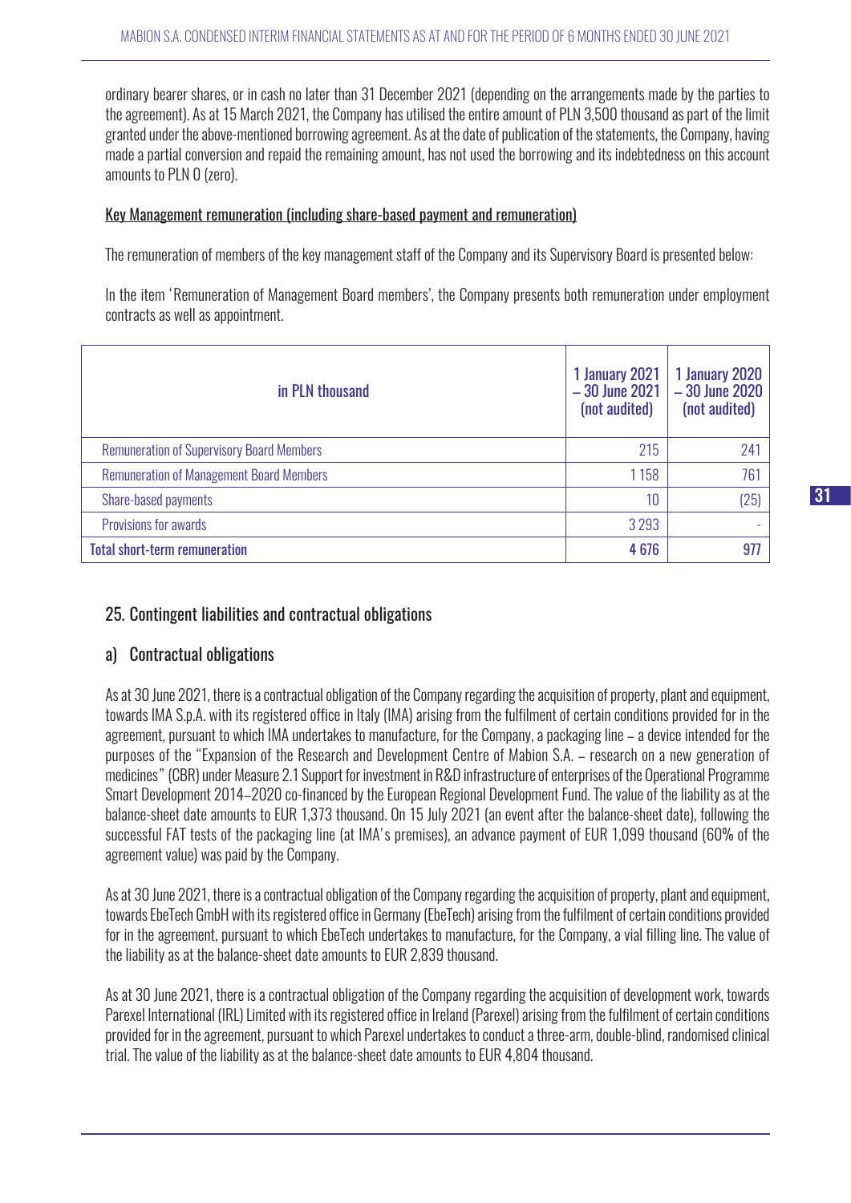ordinary bearer shares, or in cash no later than 31 December 2021 (depending on the arrangements made by the parties to the agreement). As at 15 March 2021, the Company has utilised the entire amount of PLN 3,500 thousand as part of the limit granted under the above-mentioned borrowing agreement. As at the date of publication of the statements, the Company, having made a partial conversion and repaid the remaining amount, has not used the borrowing and its indebtedness on this account amounts to PLN 0 (zero).

<u>Key Management remuneration (including share-based payment and remuneration)</u>

The remuneration of members of the key management staff of the Company and its Supervisory Board is presented below:

In the item 'Remuneration of Management Board members', the Company presents both remuneration under employment contracts as well as appointment.

| in PLN thousand | 1 January 2021 – 30 June 2021 (not audited) | 1 January 2020 – 30 June 2020 (not audited) |
|---|---|---|
| Remuneration of Supervisory Board Members | 215 | 241 |
| Remuneration of Management Board Members | 1 158 | 761 |
| Share-based payments | 10 | (25) |
| Provisions for awards | 3 293 | - |
| **Total short-term remuneration** | **4 676** | **977** |

## 25. Contingent liabilities and contractual obligations

### a) Contractual obligations

As at 30 June 2021, there is a contractual obligation of the Company regarding the acquisition of property, plant and equipment, towards IMA S.p.A. with its registered office in Italy (IMA) arising from the fulfilment of certain conditions provided for in the agreement, pursuant to which IMA undertakes to manufacture, for the Company, a packaging line – a device intended for the purposes of the "Expansion of the Research and Development Centre of Mabion S.A. – research on a new generation of medicines" (CBR) under Measure 2.1 Support for investment in R&D infrastructure of enterprises of the Operational Programme Smart Development 2014–2020 co-financed by the European Regional Development Fund. The value of the liability as at the balance-sheet date amounts to EUR 1,373 thousand. On 15 July 2021 (an event after the balance-sheet date), following the successful FAT tests of the packaging line (at IMA's premises), an advance payment of EUR 1,099 thousand (60% of the agreement value) was paid by the Company.

As at 30 June 2021, there is a contractual obligation of the Company regarding the acquisition of property, plant and equipment, towards EbeTech GmbH with its registered office in Germany (EbeTech) arising from the fulfilment of certain conditions provided for in the agreement, pursuant to which EbeTech undertakes to manufacture, for the Company, a vial filling line. The value of the liability as at the balance-sheet date amounts to EUR 2,839 thousand.

As at 30 June 2021, there is a contractual obligation of the Company regarding the acquisition of development work, towards Parexel International (IRL) Limited with its registered office in Ireland (Parexel) arising from the fulfilment of certain conditions provided for in the agreement, pursuant to which Parexel undertakes to conduct a three-arm, double-blind, randomised clinical trial. The value of the liability as at the balance-sheet date amounts to EUR 4,804 thousand.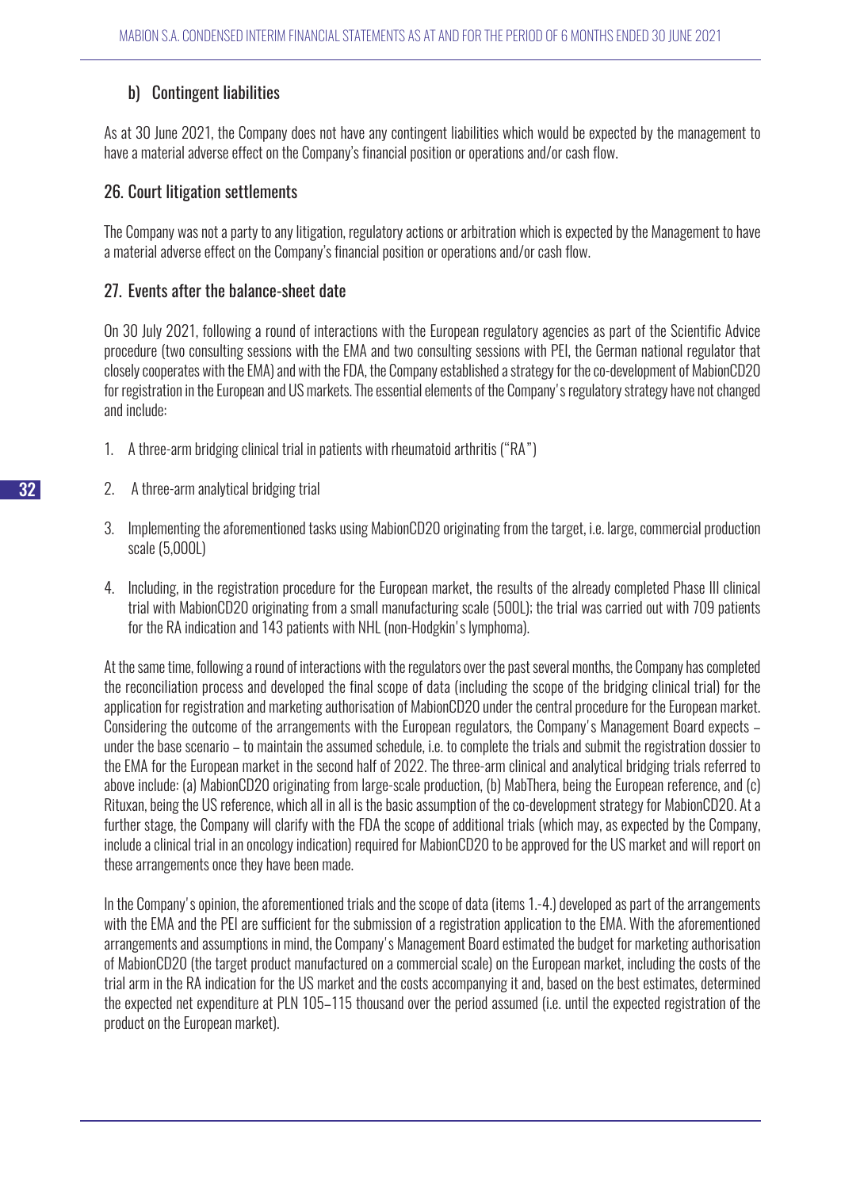## b) Contingent liabilities

As at 30 June 2021, the Company does not have any contingent liabilities which would be expected by the management to have a material adverse effect on the Company's financial position or operations and/or cash flow.

## 26. Court litigation settlements

The Company was not a party to any litigation, regulatory actions or arbitration which is expected by the Management to have a material adverse effect on the Company's financial position or operations and/or cash flow.

## 27. Events after the balance-sheet date

On 30 July 2021, following a round of interactions with the European regulatory agencies as part of the Scientific Advice procedure (two consulting sessions with the EMA and two consulting sessions with PEI, the German national regulator that closely cooperates with the EMA) and with the FDA, the Company established a strategy for the co-development of MabionCD20 for registration in the European and US markets. The essential elements of the Company's regulatory strategy have not changed and include:

1. A three-arm bridging clinical trial in patients with rheumatoid arthritis ("RA")
2. A three-arm analytical bridging trial
3. Implementing the aforementioned tasks using MabionCD20 originating from the target, i.e. large, commercial production scale (5,000L)
4. Including, in the registration procedure for the European market, the results of the already completed Phase III clinical trial with MabionCD20 originating from a small manufacturing scale (500L); the trial was carried out with 709 patients for the RA indication and 143 patients with NHL (non-Hodgkin's lymphoma).

At the same time, following a round of interactions with the regulators over the past several months, the Company has completed the reconciliation process and developed the final scope of data (including the scope of the bridging clinical trial) for the application for registration and marketing authorisation of MabionCD20 under the central procedure for the European market. Considering the outcome of the arrangements with the European regulators, the Company's Management Board expects – under the base scenario – to maintain the assumed schedule, i.e. to complete the trials and submit the registration dossier to the EMA for the European market in the second half of 2022. The three-arm clinical and analytical bridging trials referred to above include: (a) MabionCD20 originating from large-scale production, (b) MabThera, being the European reference, and (c) Rituxan, being the US reference, which all in all is the basic assumption of the co-development strategy for MabionCD20. At a further stage, the Company will clarify with the FDA the scope of additional trials (which may, as expected by the Company, include a clinical trial in an oncology indication) required for MabionCD20 to be approved for the US market and will report on these arrangements once they have been made.

In the Company's opinion, the aforementioned trials and the scope of data (items 1.-4.) developed as part of the arrangements with the EMA and the PEI are sufficient for the submission of a registration application to the EMA. With the aforementioned arrangements and assumptions in mind, the Company's Management Board estimated the budget for marketing authorisation of MabionCD20 (the target product manufactured on a commercial scale) on the European market, including the costs of the trial arm in the RA indication for the US market and the costs accompanying it and, based on the best estimates, determined the expected net expenditure at PLN 105–115 thousand over the period assumed (i.e. until the expected registration of the product on the European market).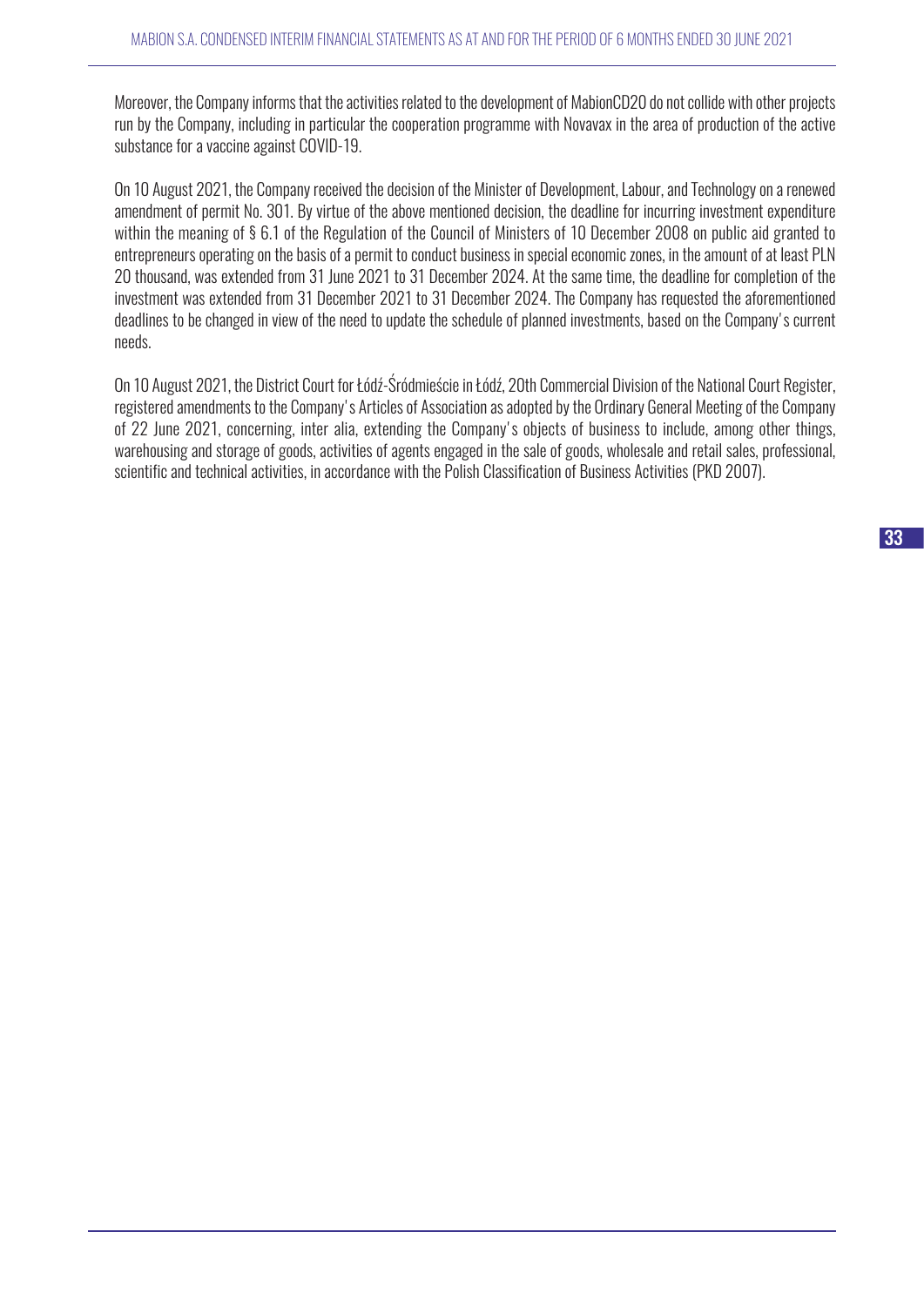Moreover, the Company informs that the activities related to the development of MabionCD20 do not collide with other projects run by the Company, including in particular the cooperation programme with Novavax in the area of production of the active substance for a vaccine against COVID-19.

On 10 August 2021, the Company received the decision of the Minister of Development, Labour, and Technology on a renewed amendment of permit No. 301. By virtue of the above mentioned decision, the deadline for incurring investment expenditure within the meaning of § 6.1 of the Regulation of the Council of Ministers of 10 December 2008 on public aid granted to entrepreneurs operating on the basis of a permit to conduct business in special economic zones, in the amount of at least PLN 20 thousand, was extended from 31 June 2021 to 31 December 2024. At the same time, the deadline for completion of the investment was extended from 31 December 2021 to 31 December 2024. The Company has requested the aforementioned deadlines to be changed in view of the need to update the schedule of planned investments, based on the Company's current needs.

On 10 August 2021, the District Court for Łódź-Śródmieście in Łódź, 20th Commercial Division of the National Court Register, registered amendments to the Company's Articles of Association as adopted by the Ordinary General Meeting of the Company of 22 June 2021, concerning, inter alia, extending the Company's objects of business to include, among other things, warehousing and storage of goods, activities of agents engaged in the sale of goods, wholesale and retail sales, professional, scientific and technical activities, in accordance with the Polish Classification of Business Activities (PKD 2007).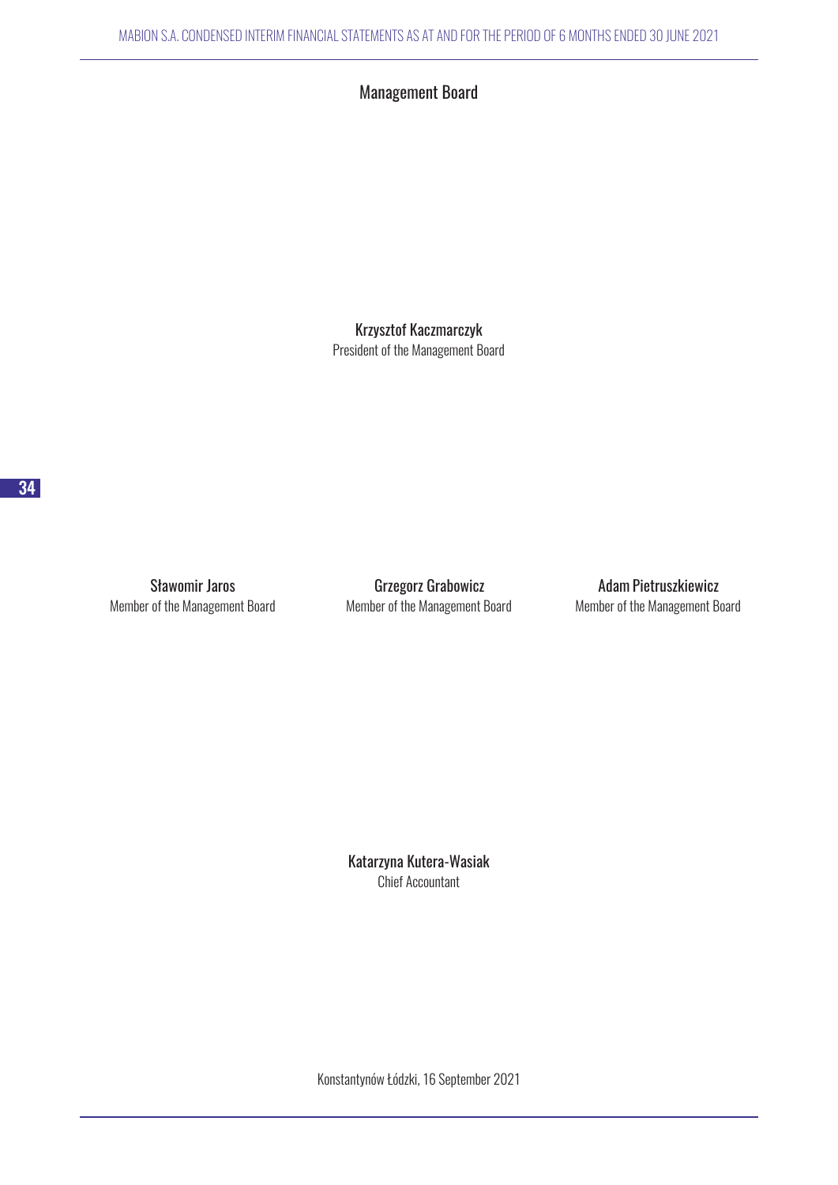## Management Board

Krzysztof Kaczmarczyk
President of the Management Board

Sławomir Jaros
Member of the Management Board

Grzegorz Grabowicz
Member of the Management Board

Adam Pietruszkiewicz
Member of the Management Board

Katarzyna Kutera-Wasiak
Chief Accountant

Konstantynów Łódzki, 16 September 2021